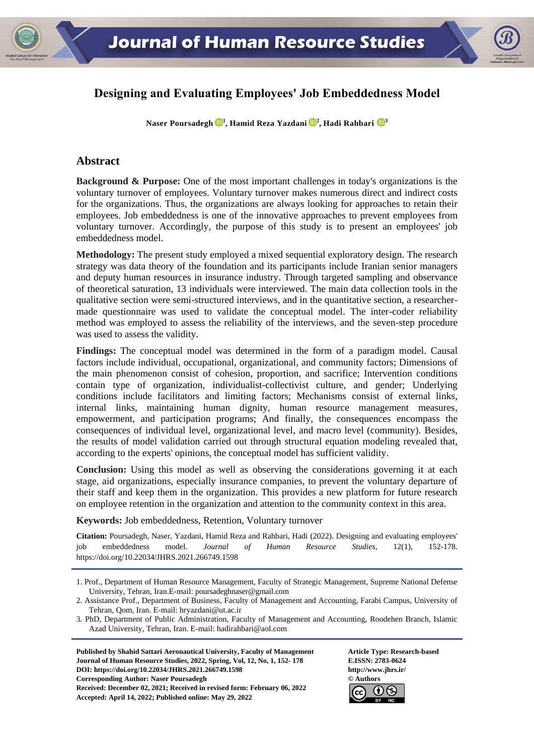# Designing and Evaluating Employees' Job Embeddedness Model

**Naser Poursadegh [1], Hamid Reza Yazdani [2], Hadi Rahbari [3]**

## Abstract

**Background & Purpose:** One of the most important challenges in today's organizations is the voluntary turnover of employees. Voluntary turnover makes numerous direct and indirect costs for the organizations. Thus, the organizations are always looking for approaches to retain their employees. Job embeddedness is one of the innovative approaches to prevent employees from voluntary turnover. Accordingly, the purpose of this study is to present an employees' job embeddedness model.

**Methodology:** The present study employed a mixed sequential exploratory design. The research strategy was data theory of the foundation and its participants include Iranian senior managers and deputy human resources in insurance industry. Through targeted sampling and observance of theoretical saturation, 13 individuals were interviewed. The main data collection tools in the qualitative section were semi-structured interviews, and in the quantitative section, a researcher-made questionnaire was used to validate the conceptual model. The inter-coder reliability method was employed to assess the reliability of the interviews, and the seven-step procedure was used to assess the validity.

**Findings:** The conceptual model was determined in the form of a paradigm model. Causal factors include individual, occupational, organizational, and community factors; Dimensions of the main phenomenon consist of cohesion, proportion, and sacrifice; Intervention conditions contain type of organization, individualist-collectivist culture, and gender; Underlying conditions include facilitators and limiting factors; Mechanisms consist of external links, internal links, maintaining human dignity, human resource management measures, empowerment, and participation programs; And finally, the consequences encompass the consequences of individual level, organizational level, and macro level (community). Besides, the results of model validation carried out through structural equation modeling revealed that, according to the experts' opinions, the conceptual model has sufficient validity.

**Conclusion:** Using this model as well as observing the considerations governing it at each stage, aid organizations, especially insurance companies, to prevent the voluntary departure of their staff and keep them in the organization. This provides a new platform for future research on employee retention in the organization and attention to the community context in this area.

**Keywords:** Job embeddedness, Retention, Voluntary turnover

**Citation:** Poursadegh, Naser, Yazdani, Hamid Reza and Rahbari, Hadi (2022). Designing and evaluating employees' job embeddedness model. *Journal of Human Resource Studies,* 12(1), 152-178. https://doi.org/10.22034/JHRS.2021.266749.1598

---

1. Prof., Department of Human Resource Management, Faculty of Strategic Management, Supreme National Defense University, Tehran, Iran.E-mail: poursadeghnaser@gmail.com
2. Assistance Prof., Department of Business, Faculty of Management and Accounting, Farabi Campus, University of Tehran, Qom, Iran. E-mail: hryazdani@ut.ac.ir
3. PhD, Department of Public Administration, Faculty of Management and Accounting, Roodehen Branch, Islamic Azad University, Tehran, Iran. E-mail: hadirahbari@aol.com

---

**Published by Shahid Sattari Aeronautical University, Faculty of Management**
**Journal of Human Resource Studies, 2022, Spring, Vol, 12, No, 1, 152- 178**
**DOI: https://doi.org/10.22034/JHRS.2021.266749.1598**
**Corresponding Author: Naser Poursadegh**
**Received: December 02, 2021; Received in revised form: February 06, 2022**
**Accepted: April 14, 2022; Published online: May 29, 2022**

**Article Type: Research-based**
**E.ISSN: 2783-0624**
**http://www.jhrs.ir/**
**© Authors**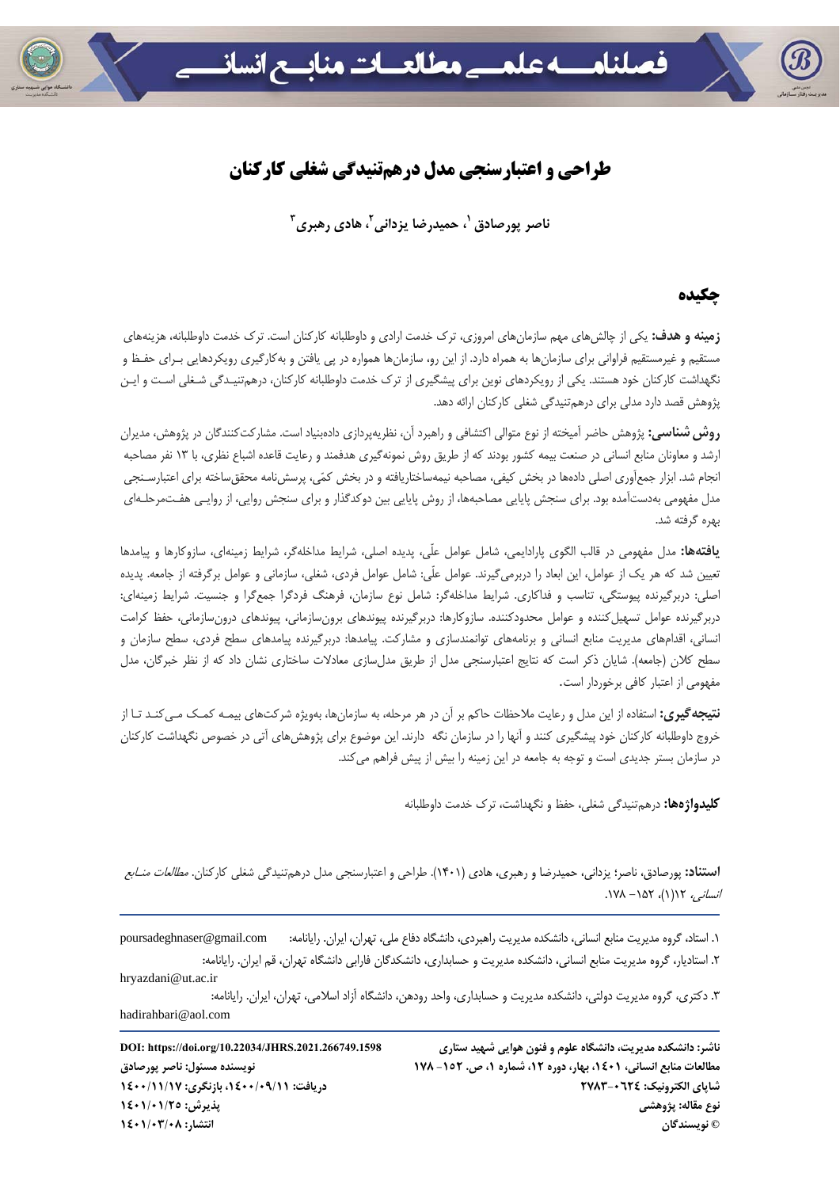# طراحی و اعتبارسنجی مدل درهم‌تنیدگی شغلی کارکنان

ناصر پورصادق [۱]، حمیدرضا یزدانی [۲]، هادی رهبری [۳]

## چکیده

**زمینه و هدف:** یکی از چالش‌های مهم سازمان‌های امروزی، ترک خدمت ارادی و داوطلبانه کارکنان است. ترک خدمت داوطلبانه، هزینه‌های مستقیم و غیرمستقیم فراوانی برای سازمان‌ها به همراه دارد. از این رو، سازمان‌ها همواره در پی یافتن و به‌کارگیری رویکردهایی بـرای حفـظ و نگهداشت کارکنان خود هستند. یکی از رویکردهای نوین برای پیشگیری از ترک خدمت داوطلبانه کارکنان، درهم‌تنیـدگی شـغلی اسـت و ایـن پژوهش قصد دارد مدلی برای درهم‌تنیدگی شغلی کارکنان ارائه دهد.

**روش‌شناسی:** پژوهش حاضر آمیخته از نوع متوالی اکتشافی و راهبرد آن، نظریه‌پردازی داده‌بنیاد است. مشارکت‌کنندگان در پژوهش، مدیران ارشد و معاونان منابع انسانی در صنعت بیمه کشور بودند که از طریق روش نمونه‌گیری هدفمند و رعایت قاعده اشباع نظری، با ۱۳ نفر مصاحبه انجام شد. ابزار جمع‌آوری اصلی داده‌ها در بخش کیفی، مصاحبه نیمه‌ساختاریافته و در بخش کمّی، پرسش‌نامه محقق‌ساخته برای اعتبارسـنجی مدل مفهومی به‌دست‌آمده بود. برای سنجش پایایی مصاحبه‌ها، از روش پایایی بین دوکدگذار و برای سنجش روایی، از روایـی هفـت‌مرحله‌ای بهره گرفته شد.

**یافته‌ها:** مدل مفهومی در قالب الگوی پارادایمی، شامل عوامل علّی، پدیده اصلی، شرایط مداخله‌گر، شرایط زمینه‌ای، سازوکارها و پیامدها تعیین شد که هر یک از عوامل، این ابعاد را دربرمی‌گیرند. عوامل علّی: شامل عوامل فردی، شغلی، سازمانی و عوامل برگرفته از جامعه. پدیده اصلی: دربرگیرنده پیوستگی، تناسب و فداکاری. شرایط مداخله‌گر: شامل نوع سازمان، فرهنگ فردگرا جمع‌گرا و جنسیت. شرایط زمینه‌ای: دربرگیرنده عوامل تسهیل‌کننده و عوامل محدودکننده. سازوکارها: دربرگیرنده پیوندهای برون‌سازمانی، پیوندهای درون‌سازمانی، حفظ کرامت انسانی، اقدام‌های مدیریت منابع انسانی و برنامه‌های توانمندسازی و مشارکت. پیامدها: دربرگیرنده پیامدهای سطح فردی، سطح سازمان و سطح کلان (جامعه). شایان ذکر است که نتایج اعتبارسنجی مدل از طریق مدل‌سازی معادلات ساختاری نشان داد که از نظر خبرگان، مدل مفهومی از اعتبار کافی برخوردار است.

**نتیجه‌گیری:** استفاده از این مدل و رعایت ملاحظات حاکم بر آن در هر مرحله، به سازمان‌ها، به‌ویژه شرکت‌های بیمـه کمـک مـی‌کنـد تـا از خروج داوطلبانه کارکنان خود پیشگیری کنند و آنها را در سازمان نگه دارند. این موضوع برای پژوهش‌های آتی در خصوص نگهداشت کارکنان در سازمان بستر جدیدی است و توجه به جامعه در این زمینه را بیش از پیش فراهم می‌کند.

**کلیدواژه‌ها:** درهم‌تنیدگی شغلی، حفظ و نگهداشت، ترک خدمت داوطلبانه

**استناد:** پورصادق، ناصر؛ یزدانی، حمیدرضا و رهبری، هادی (۱۴۰۱). طراحی و اعتبارسنجی مدل درهم‌تنیدگی شغلی کارکنان. *مطالعات منـابع انسانی*، ۱۲(۱)، ۱۵۲- ۱۷۸.

---

۱. استاد، گروه مدیریت منابع انسانی، دانشکده مدیریت راهبردی، دانشگاه دفاع ملی، تهران، ایران. رایانامه: poursadeghnaser@gmail.com

۲. استادیار، گروه مدیریت منابع انسانی، دانشکده مدیریت و حسابداری، دانشکدگان فارابی دانشگاه تهران، قم ایران. رایانامه: hryazdani@ut.ac.ir

۳. دکتری، گروه مدیریت دولتی، دانشکده مدیریت و حسابداری، واحد رودهن، دانشگاه آزاد اسلامی، تهران، ایران. رایانامه: hadirahbari@aol.com

---

**ناشر: دانشکده مدیریت، دانشگاه علوم و فنون هوایی شهید ستاری**
**مطالعات منابع انسانی، ۱۴۰۱، بهار، دوره ۱۲، شماره ۱، ص. ۱۵۲- ۱۷۸**
**شاپای الکترونیک: ۲۷۸۳-۰۶۲۴**
**نوع مقاله: پژوهشی**
**© نویسندگان**

**DOI: https://doi.org/10.22034/JHRS.2021.266749.1598**
**نویسنده مسئول: ناصر پورصادق**
**دریافت: ۱۴۰۰/۰۹/۱۱، بازنگری: ۱۴۰۰/۱۱/۱۷**
**پذیرش: ۱۴۰۱/۰۱/۲۵**
**انتشار: ۱۴۰۱/۰۳/۰۸**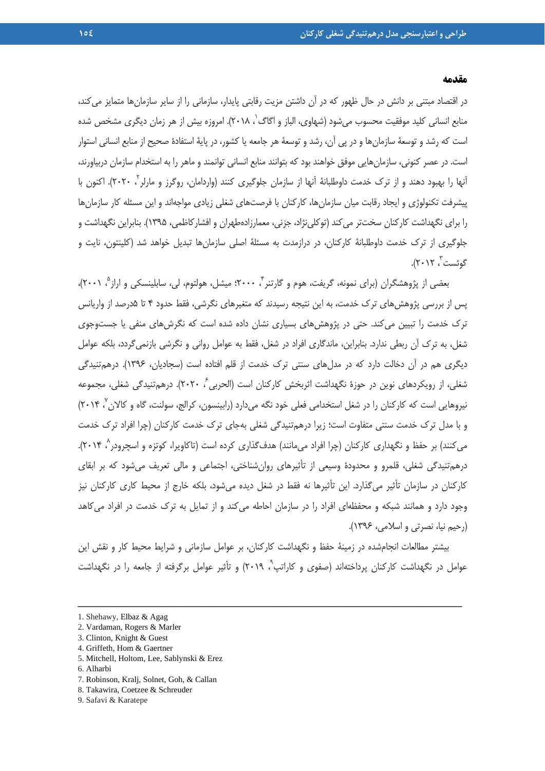## مقدمه

در اقتصاد مبتنی بر دانش در حال ظهور که در آن داشتن مزیت رقابتی پایدار، سازمانی را از سایر سازمان‌ها متمایز می‌کند، منابع انسانی کلید موفقیت محسوب می‌شود (شهاوی، الباز و اگاگ[1]، ۲۰۱۸). امروزه بیش از هر زمان دیگری مشخص شده است که رشد و توسعهٔ سازمان‌ها و در پی آن، رشد و توسعهٔ هر جامعه یا کشور، در پایهٔ استفادهٔ صحیح از منابع انسانی استوار است. در عصر کنونی، سازمان‌هایی موفق خواهند بود که بتوانند منابع انسانی توانمند و ماهر را به استخدام سازمان دربیاورند، آنها را بهبود دهند و از ترک خدمت داوطلبانهٔ آنها از سازمان جلوگیری کنند (واردامان، روگرز و مارلر[2]، ۲۰۲۰). اکنون با پیشرفت تکنولوژی و ایجاد رقابت میان سازمان‌ها، کارکنان با فرصت‌های شغلی زیادی مواجه‌اند و این مسئله کار سازمان‌ها را برای نگهداشت کارکنان سخت‌تر می‌کند (توکلی‌نژاد، جزنی، معمارزاده‌طهران و افشارکاظمی، ۱۳۹۵). بنابراین نگهداشت و جلوگیری از ترک خدمت داوطلبانهٔ کارکنان، در درازمدت به مسئلهٔ اصلی سازمان‌ها تبدیل خواهد شد (کلینتون، نایت و گوئست[3]، ۲۰۱۲).

بعضی از پژوهشگران (برای نمونه، گریفت، هوم و گارتنر[4]، ۲۰۰۰؛ میشل، هولتوم، لی، سابلینسکی و اراز[5]، ۲۰۰۱)، پس از بررسی پژوهش‌های ترک خدمت، به این نتیجه رسیدند که متغیرهای نگرشی، فقط حدود ۴ تا ۵درصد از واریانس ترک خدمت را تبیین می‌کند. حتی در پژوهش‌های بسیاری نشان داده شده است که نگرش‌های منفی یا جست‌وجوی شغل، به ترک آن ربطی ندارد. بنابراین، ماندگاری افراد در شغل، فقط به عوامل روانی و نگرشی بازنمی‌گردد، بلکه عوامل دیگری هم در آن دخالت دارد که در مدل‌های سنتی ترک خدمت از قلم افتاده است (سجادیان، ۱۳۹۶). درهم‌تنیدگی شغلی، از رویکردهای نوین در حوزهٔ نگهداشت اثربخش کارکنان است (الحربی[6]، ۲۰۲۰). درهم‌تنیدگی شغلی، مجموعه نیروهایی است که کارکنان را در شغل استخدامی فعلی خود نگه می‌دارد (رابینسون، کرالج، سولنت، گاه و کالان[7]، ۲۰۱۴) و با مدل ترک خدمت سنتی متفاوت است؛ زیرا درهم‌تنیدگی شغلی به‌جای ترک خدمت کارکنان (چرا افراد ترک خدمت می‌کنند) بر حفظ و نگهداری کارکنان (چرا افراد می‌مانند) هدف‌گذاری کرده است (تاکاویرا، کوتزه و اسچرودر[8]، ۲۰۱۴). درهم‌تنیدگی شغلی، قلمرو و محدودهٔ وسیعی از تأثیرهای روان‌شناختی، اجتماعی و مالی تعریف می‌شود که بر ابقای کارکنان در سازمان تأثیر می‌گذارد. این تأثیرها نه فقط در شغل دیده می‌شود، بلکه خارج از محیط کاری کارکنان نیز وجود دارد و همانند شبکه و محفظه‌ای افراد را در سازمان احاطه می‌کند و از تمایل به ترک خدمت در افراد می‌کاهد (رحیم نیا، نصرتی و اسلامی، ۱۳۹۶).

بیشتر مطالعات انجام‌شده در زمینهٔ حفظ و نگهداشت کارکنان، بر عوامل سازمانی و شرایط محیط کار و نقش این عوامل در نگهداشت کارکنان پرداخته‌اند (صفوی و کاراتپ[9]، ۲۰۱۹) و تأثیر عوامل برگرفته از جامعه را در نگهداشت

---

1. Shehawy, Elbaz & Agag
2. Vardaman, Rogers & Marler
3. Clinton, Knight & Guest
4. Griffeth, Hom & Gaertner
5. Mitchell, Holtom, Lee, Sablynski & Erez
6. Alharbi
7. Robinson, Kralj, Solnet, Goh, & Callan
8. Takawira, Coetzee & Schreuder
9. Safavi & Karatepe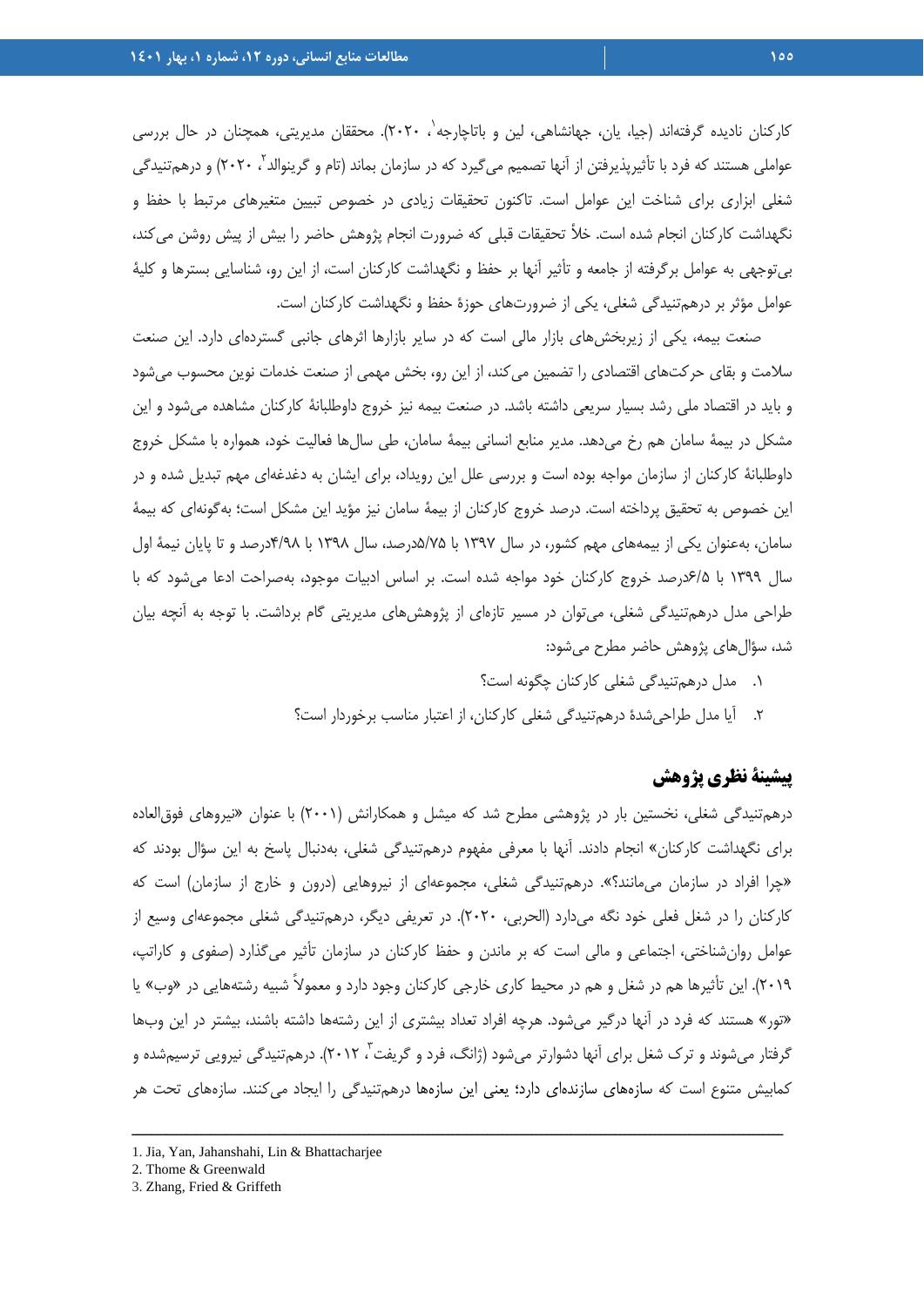کارکنان نادیده گرفته‌اند (جیا، یان، جهانشاهی، لین و باتاچارجه[1]، ۲۰۲۰). محققان مدیریتی، همچنان در حال بررسی عواملی هستند که فرد با تأثیرپذیرفتن از آنها تصمیم می‌گیرد که در سازمان بماند (تام و گرینوالد[2]، ۲۰۲۰) و درهم‌تنیدگی شغلی ابزاری برای شناخت این عوامل است. تاکنون تحقیقات زیادی در خصوص تبیین متغیرهای مرتبط با حفظ و نگهداشت کارکنان انجام شده است. خلأ تحقیقات قبلی که ضرورت انجام پژوهش حاضر را بیش از پیش روشن می‌کند، بی‌توجهی به عوامل برگرفته از جامعه و تأثیر آنها بر حفظ و نگهداشت کارکنان است، از این رو، شناسایی بسترها و کلیهٔ عوامل مؤثر بر درهم‌تنیدگی شغلی، یکی از ضرورت‌های حوزهٔ حفظ و نگهداشت کارکنان است.

صنعت بیمه، یکی از زیربخش‌های بازار مالی است که در سایر بازارها اثرهای جانبی گسترده‌ای دارد. این صنعت سلامت و بقای حرکت‌های اقتصادی را تضمین می‌کند، از این رو، بخش مهمی از صنعت خدمات نوین محسوب می‌شود و باید در اقتصاد ملی رشد بسیار سریعی داشته باشد. در صنعت بیمه نیز خروج داوطلبانهٔ کارکنان مشاهده می‌شود و این مشکل در بیمهٔ سامان هم رخ می‌دهد. مدیر منابع انسانی بیمهٔ سامان، طی سال‌ها فعالیت خود، همواره با مشکل خروج داوطلبانهٔ کارکنان از سازمان مواجه بوده است و بررسی علل این رویداد، برای ایشان به دغدغه‌ای مهم تبدیل شده و در این خصوص به تحقیق پرداخته است. درصد خروج کارکنان از بیمهٔ سامان نیز مؤید این مشکل است؛ به‌گونه‌ای که بیمهٔ سامان، به‌عنوان یکی از بیمه‌های مهم کشور، در سال ۱۳۹۷ با ۵/۷۵درصد، سال ۱۳۹۸ با ۴/۹۸درصد و تا پایان نیمهٔ اول سال ۱۳۹۹ با ۶/۵درصد خروج کارکنان خود مواجه شده است. بر اساس ادبیات موجود، به‌صراحت ادعا می‌شود که با طراحی مدل درهم‌تنیدگی شغلی، می‌توان در مسیر تازه‌ای از پژوهش‌های مدیریتی گام برداشت. با توجه به آنچه بیان شد، سؤال‌های پژوهش حاضر مطرح می‌شود:

۱. مدل درهم‌تنیدگی شغلی کارکنان چگونه است؟

۲. آیا مدل طراحی‌شدهٔ درهم‌تنیدگی شغلی کارکنان، از اعتبار مناسب برخوردار است؟

## پیشینهٔ نظری پژوهش

درهم‌تنیدگی شغلی، نخستین بار در پژوهشی مطرح شد که میشل و همکارانش (۲۰۰۱) با عنوان «نیروهای فوق‌العاده برای نگهداشت کارکنان» انجام دادند. آنها با معرفی مفهوم درهم‌تنیدگی شغلی، به‌دنبال پاسخ به این سؤال بودند که «چرا افراد در سازمان می‌مانند؟». درهم‌تنیدگی شغلی، مجموعه‌ای از نیروهایی (درون و خارج از سازمان) است که کارکنان را در شغل فعلی خود نگه می‌دارد (الحربی، ۲۰۲۰). در تعریفی دیگر، درهم‌تنیدگی شغلی مجموعه‌ای وسیع از عوامل روان‌شناختی، اجتماعی و مالی است که بر ماندن و حفظ کارکنان در سازمان تأثیر می‌گذارد (صفوی و کاراتپ، ۲۰۱۹). این تأثیرها هم در شغل و هم در محیط کاری خارجی کارکنان وجود دارد و معمولاً شبیه رشته‌هایی در «وب» یا «تور» هستند که فرد در آنها درگیر می‌شود. هرچه افراد تعداد بیشتری از این رشته‌ها داشته باشند، بیشتر در این وب‌ها گرفتار می‌شوند و ترک شغل برای آنها دشوارتر می‌شود (ژانگ، فرد و گریفت[3]، ۲۰۱۲). درهم‌تنیدگی نیرویی ترسیم‌شده و کماپیش متنوع است که سازه‌های سازنده‌ای دارد؛ یعنی این سازه‌ها درهم‌تنیدگی را ایجاد می‌کنند. سازه‌های تحت هر

---

1. Jia, Yan, Jahanshahi, Lin & Bhattacharjee
2. Thome & Greenwald
3. Zhang, Fried & Griffeth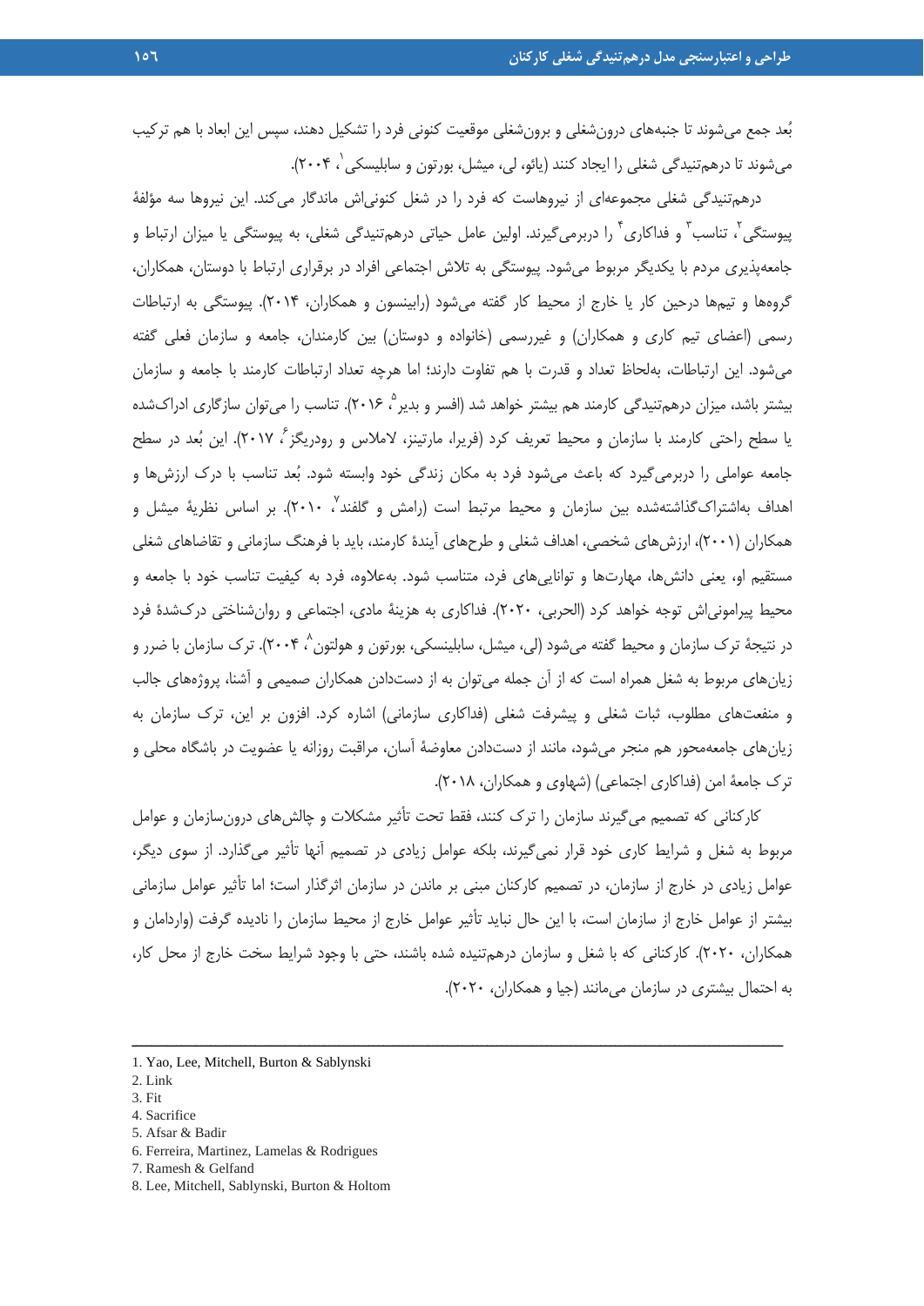بُعد جمع می‌شوند تا جنبه‌های درون‌شغلی و برون‌شغلی موقعیت کنونی فرد را تشکیل دهند، سپس این ابعاد با هم ترکیب می‌شوند تا درهم‌تنیدگی شغلی را ایجاد کنند (یائو، لی، میشل، بورتون و سابلیسکی[1]، ۲۰۰۴).

درهم‌تنیدگی شغلی مجموعه‌ای از نیروهاست که فرد را در شغل کنونی‌اش ماندگار می‌کند. این نیروها سه مؤلفهٔ پیوستگی[2]، تناسب[3] و فداکاری[4] را دربرمی‌گیرند. اولین عامل حیاتی درهم‌تنیدگی شغلی، به پیوستگی یا میزان ارتباط و جامعه‌پذیری مردم با یکدیگر مربوط می‌شود. پیوستگی به تلاش اجتماعی افراد در برقراری ارتباط با دوستان، همکاران، گروه‌ها و تیم‌ها درحین کار یا خارج از محیط کار گفته می‌شود (رابینسون و همکاران، ۲۰۱۴). پیوستگی به ارتباطات رسمی (اعضای تیم کاری و همکاران) و غیررسمی (خانواده و دوستان) بین کارمندان، جامعه و سازمان فعلی گفته می‌شود. این ارتباطات، به‌لحاظ تعداد و قدرت با هم تفاوت دارند؛ اما هرچه تعداد ارتباطات کارمند با جامعه و سازمان بیشتر باشد، میزان درهم‌تنیدگی کارمند هم بیشتر خواهد شد (افسر و بدیر[5]، ۲۰۱۶). تناسب را می‌توان سازگاری ادراک‌شده یا سطح راحتی کارمند با سازمان و محیط تعریف کرد (فریرا، مارتینز، لاملاس و رودریگز[6]، ۲۰۱۷). این بُعد در سطح جامعه عواملی را دربرمی‌گیرد که باعث می‌شود فرد به مکان زندگی خود وابسته شود. بُعد تناسب با درک ارزش‌ها و اهداف به‌اشتراک‌گذاشته‌شده بین سازمان و محیط مرتبط است (رامش و گلفند[7]، ۲۰۱۰). بر اساس نظریهٔ میشل و همکاران (۲۰۰۱)، ارزش‌های شخصی، اهداف شغلی و طرح‌های آیندهٔ کارمند، باید با فرهنگ سازمانی و تقاضاهای شغلی مستقیم او، یعنی دانش‌ها، مهارت‌ها و توانایی‌های فرد، متناسب شود. به‌علاوه، فرد به کیفیت تناسب خود با جامعه و محیط پیرامونی‌اش توجه خواهد کرد (الحربی، ۲۰۲۰). فداکاری به هزینهٔ مادی، اجتماعی و روان‌شناختی درک‌شدهٔ فرد در نتیجهٔ ترک سازمان و محیط گفته می‌شود (لی، میشل، سابلینسکی، بورتون و هولتون[8]، ۲۰۰۴). ترک سازمان با ضرر و زیان‌های مربوط به شغل همراه است که از آن جمله می‌توان به از دست‌دادن همکاران صمیمی و آشنا، پروژه‌های جالب و منفعت‌های مطلوب، ثبات شغلی و پیشرفت شغلی (فداکاری سازمانی) اشاره کرد. افزون بر این، ترک سازمان به زیان‌های جامعه‌محور هم منجر می‌شود، مانند از دست‌دادن معاوضهٔ آسان، مراقبت روزانه یا عضویت در باشگاه محلی و ترک جامعهٔ امن (فداکاری اجتماعی) (شهاوی و همکاران، ۲۰۱۸).

کارکنانی که تصمیم می‌گیرند سازمان را ترک کنند، فقط تحت تأثیر مشکلات و چالش‌های درون‌سازمان و عوامل مربوط به شغل و شرایط کاری خود قرار نمی‌گیرند، بلکه عوامل زیادی در تصمیم آنها تأثیر می‌گذارد. از سوی دیگر، عوامل زیادی در خارج از سازمان، در تصمیم کارکنان مبنی بر ماندن در سازمان اثرگذار است؛ اما تأثیر عوامل سازمانی بیشتر از عوامل خارج از سازمان است، با این حال نباید تأثیر عوامل خارج از محیط سازمان را نادیده گرفت (واردامان و همکاران، ۲۰۲۰). کارکنانی که با شغل و سازمان درهم‌تنیده شده باشند، حتی با وجود شرایط سخت خارج از محل کار، به احتمال بیشتری در سازمان می‌مانند (جیا و همکاران، ۲۰۲۰).

---

1. Yao, Lee, Mitchell, Burton & Sablynski
2. Link
3. Fit
4. Sacrifice
5. Afsar & Badir
6. Ferreira, Martinez, Lamelas & Rodrigues
7. Ramesh & Gelfand
8. Lee, Mitchell, Sablynski, Burton & Holtom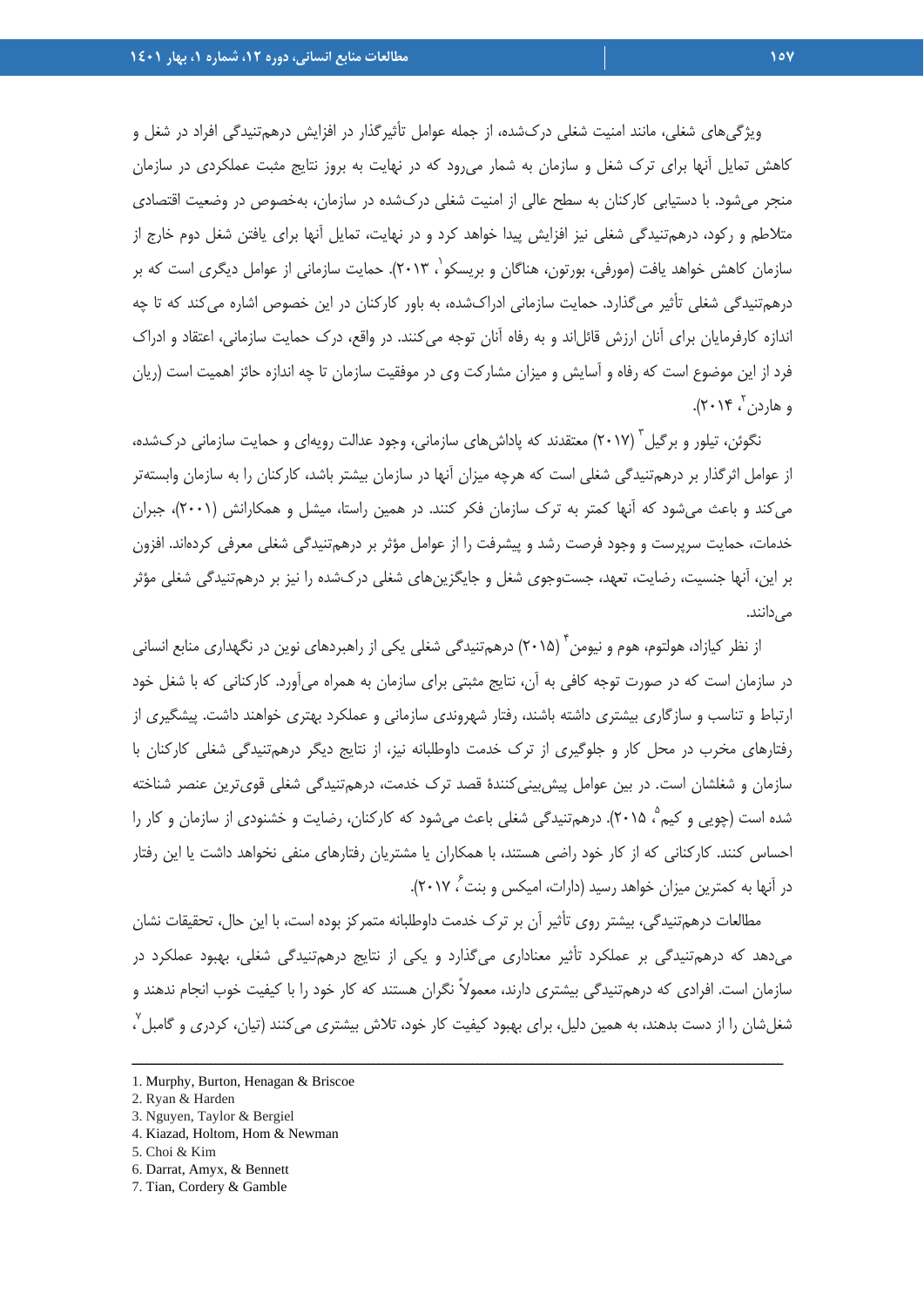ویژگی‌های شغلی، مانند امنیت شغلی درک‌شده، از جمله عوامل تأثیرگذار در افزایش درهم‌تنیدگی افراد در شغل و کاهش تمایل آنها برای ترک شغل و سازمان به شمار می‌رود که در نهایت به بروز نتایج مثبت عملکردی در سازمان منجر می‌شود. با دستیابی کارکنان به سطح عالی از امنیت شغلی درک‌شده در سازمان، به‌خصوص در وضعیت اقتصادی متلاطم و رکود، درهم‌تنیدگی شغلی نیز افزایش پیدا خواهد کرد و در نهایت، تمایل آنها برای یافتن شغل دوم خارج از سازمان کاهش خواهد یافت (مورفی، بورتون، هناگان و بریسکو[1]، ۲۰۱۳). حمایت سازمانی از عوامل دیگری است که بر درهم‌تنیدگی شغلی تأثیر می‌گذارد. حمایت سازمانی ادراک‌شده، به باور کارکنان در این خصوص اشاره می‌کند که تا چه اندازه کارفرمایان برای آنان ارزش قائل‌اند و به رفاه آنان توجه می‌کنند. در واقع، درک حمایت سازمانی، اعتقاد و ادراک فرد از این موضوع است که رفاه و آسایش و میزان مشارکت وی در موفقیت سازمان تا چه اندازه حائز اهمیت است (ریان و هاردن[2]، ۲۰۱۴).

نگوئن، تیلور و برگیل[3] (۲۰۱۷) معتقدند که پاداش‌های سازمانی، وجود عدالت رویه‌ای و حمایت سازمانی درک‌شده، از عوامل اثرگذار بر درهم‌تنیدگی شغلی است که هرچه میزان آنها در سازمان بیشتر باشد، کارکنان را به سازمان وابسته‌تر می‌کند و باعث می‌شود که آنها کمتر به ترک سازمان فکر کنند. در همین راستا، میشل و همکارانش (۲۰۰۱)، جبران خدمات، حمایت سرپرست و وجود فرصت رشد و پیشرفت را از عوامل مؤثر بر درهم‌تنیدگی شغلی معرفی کرده‌اند. افزون بر این، آنها جنسیت، رضایت، تعهد، جست‌وجوی شغل و جایگزین‌های شغلی درک‌شده را نیز بر درهم‌تنیدگی شغلی مؤثر می‌دانند.

از نظر کیازاد، هولتوم، هوم و نیومن[4] (۲۰۱۵) درهم‌تنیدگی شغلی یکی از راهبردهای نوین در نگهداری منابع انسانی در سازمان است که در صورت توجه کافی به آن، نتایج مثبتی برای سازمان به همراه می‌آورد. کارکنانی که با شغل خود ارتباط و تناسب و سازگاری بیشتری داشته باشند، رفتار شهروندی سازمانی و عملکرد بهتری خواهند داشت. پیشگیری از رفتارهای مخرب در محل کار و جلوگیری از ترک خدمت داوطلبانه نیز، از نتایج دیگر درهم‌تنیدگی شغلی کارکنان با سازمان و شغلشان است. در بین عوامل پیش‌بینی‌کنندهٔ قصد ترک خدمت، درهم‌تنیدگی شغلی قوی‌ترین عنصر شناخته شده است (چویی و کیم[5]، ۲۰۱۵). درهم‌تنیدگی شغلی باعث می‌شود که کارکنان، رضایت و خشنودی از سازمان و کار را احساس کنند. کارکنانی که از کار خود راضی هستند، با همکاران یا مشتریان رفتارهای منفی نخواهند داشت یا این رفتار در آنها به کمترین میزان خواهد رسید (دارات، امیکس و بنت[6]، ۲۰۱۷).

مطالعات درهم‌تنیدگی، بیشتر روی تأثیر آن بر ترک خدمت داوطلبانه متمرکز بوده است، با این حال، تحقیقات نشان می‌دهد که درهم‌تنیدگی بر عملکرد تأثیر معناداری می‌گذارد و یکی از نتایج درهم‌تنیدگی شغلی، بهبود عملکرد در سازمان است. افرادی که درهم‌تنیدگی بیشتری دارند، معمولاً نگران هستند که کار خود را با کیفیت خوب انجام ندهند و شغل‌شان را از دست بدهند، به همین دلیل، برای بهبود کیفیت کار خود، تلاش بیشتری می‌کنند (تیان، کردری و گامبل[7]،

---

1. Murphy, Burton, Henagan & Briscoe
2. Ryan & Harden
3. Nguyen, Taylor & Bergiel
4. Kiazad, Holtom, Hom & Newman
5. Choi & Kim
6. Darrat, Amyx, & Bennett
7. Tian, Cordery & Gamble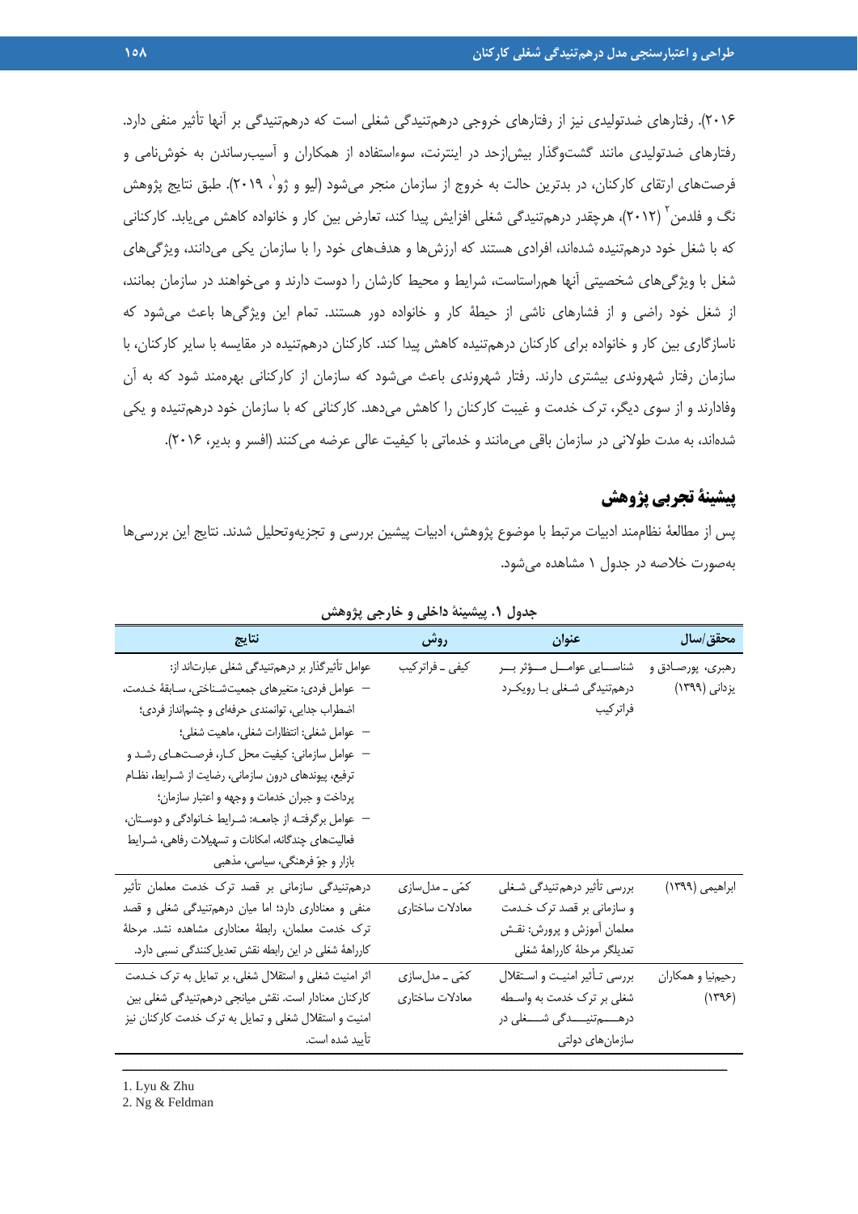۲۰۱۶). رفتارهای ضدتولیدی نیز از رفتارهای خروجی درهم‌تنیدگی شغلی است که درهم‌تنیدگی بر آنها تأثیر منفی دارد. رفتارهای ضدتولیدی مانند گشت‌وگذار بیش‌ازحد در اینترنت، سوءاستفاده از همکاران و آسیب‌رساندن به خوش‌نامی و فرصت‌های ارتقای کارکنان، در بدترین حالت به خروج از سازمان منجر می‌شود (لیو و ژو[1]، ۲۰۱۹). طبق نتایج پژوهش نگ و فلدمن[2] (۲۰۱۲)، هرچقدر درهم‌تنیدگی شغلی افزایش پیدا کند، تعارض بین کار و خانواده کاهش می‌یابد. کارکنانی که با شغل خود درهم‌تنیده شده‌اند، افرادی هستند که ارزش‌ها و هدف‌های خود را با سازمان یکی می‌دانند، ویژگی‌های شغل با ویژگی‌های شخصیتی آنها هم‌راستاست، شرایط و محیط کارشان را دوست دارند و می‌خواهند در سازمان بمانند، از شغل خود راضی و از فشارهای ناشی از حیطهٔ کار و خانواده دور هستند. تمام این ویژگی‌ها باعث می‌شود که ناسازگاری بین کار و خانواده برای کارکنان درهم‌تنیده کاهش پیدا کند. کارکنان درهم‌تنیده در مقایسه با سایر کارکنان، با سازمان رفتار شهروندی بیشتری دارند. رفتار شهروندی باعث می‌شود که سازمان از کارکنانی بهره‌مند شود که به آن وفادارند و از سوی دیگر، ترک خدمت و غیبت کارکنان را کاهش می‌دهد. کارکنانی که با سازمان خود درهم‌تنیده و یکی شده‌اند، به مدت طولانی در سازمان باقی می‌مانند و خدماتی با کیفیت عالی عرضه می‌کنند (افسر و بدیر، ۲۰۱۶).

## پیشینهٔ تجربی پژوهش

پس از مطالعهٔ نظام‌مند ادبیات مرتبط با موضوع پژوهش، ادبیات پیشین بررسی و تجزیه‌وتحلیل شدند. نتایج این بررسی‌ها به‌صورت خلاصه در جدول ۱ مشاهده می‌شود.

**جدول ۱. پیشینهٔ داخلی و خارجی پژوهش**

| محقق/سال | عنوان | روش | نتایج |
|---|---|---|---|
| رهبری، پورصادق و یزدانی (۱۳۹۹) | شناسایی عوامل مؤثر بر درهم‌تنیدگی شغلی با رویکرد فراترکیب | کیفی ـ فراترکیب | عوامل تأثیرگذار بر درهم‌تنیدگی شغلی عبارت‌اند از: – عوامل فردی: متغیرهای جمعیت‌شناختی، سابقهٔ خدمت، اضطراب جدایی، توانمندی حرفه‌ای و چشم‌انداز فردی؛ – عوامل شغلی: انتظارات شغلی، ماهیت شغلی؛ – عوامل سازمانی: کیفیت محل کار، فرصت‌های رشد و ترفیع، پیوندهای درون سازمانی، رضایت از شرایط، نظام پرداخت و جبران خدمات و وجهه و اعتبار سازمان؛ – عوامل برگرفته از جامعه: شرایط خانوادگی و دوستان، فعالیت‌های چندگانه، امکانات و تسهیلات رفاهی، شرایط بازار و جوّ فرهنگی، سیاسی، مذهبی |
| ابراهیمی (۱۳۹۹) | بررسی تأثیر درهم‌تنیدگی شغلی و سازمانی بر قصد ترک خدمت معلمان آموزش و پرورش: نقش تعدیلگر مرحلهٔ کاراههٔ شغلی | کمّی ـ مدل‌سازی معادلات ساختاری | درهم‌تنیدگی سازمانی بر قصد ترک خدمت معلمان تأثیر منفی و معناداری دارد؛ اما میان درهم‌تنیدگی شغلی و قصد ترک خدمت معلمان، رابطهٔ معناداری مشاهده نشد. مرحلهٔ کاراههٔ شغلی در این رابطه نقش تعدیل‌کنندگی نسبی دارد. |
| رحیم‌نیا و همکاران (۱۳۹۶) | بررسی تأثیر امنیت و استقلال شغلی بر ترک خدمت به واسطه درهم‌تنیدگی شغلی در سازمان‌های دولتی | کمّی ـ مدل‌سازی معادلات ساختاری | اثر امنیت شغلی و استقلال شغلی، بر تمایل به ترک خدمت کارکنان معنادار است. نقش میانجی درهم‌تنیدگی شغلی بین امنیت و استقلال شغلی و تمایل به ترک خدمت کارکنان نیز تأیید شده است. |

1. Lyu & Zhu
2. Ng & Feldman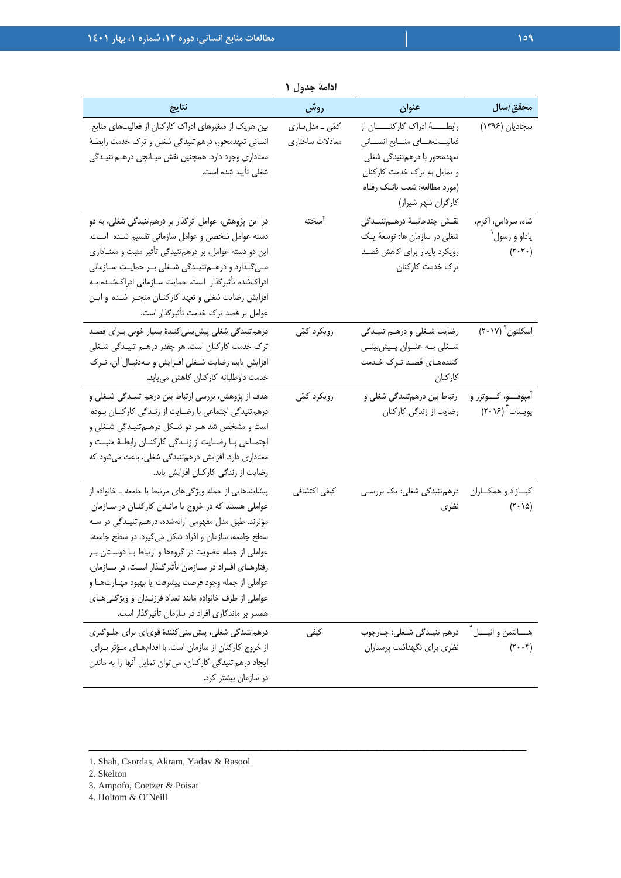**ادامهٔ جدول ۱**

| محقق/سال | عنوان | روش | نتایج |
| --- | --- | --- | --- |
| سجادیان (۱۳۹۶) | رابطـــۀ ادراک کارکنـــان از فعالیـــت‌هـــای منـــابع انســـانی تعهدمحور با درهم‌تنیدگی شغلی و تمایل به ترک خدمت کارکنان (مورد مطالعه: شعب بانـک رفـاه کارگران شهر شیراز) | کمّی ـ مدل‌سازی معادلات ساختاری | بین هریک از متغیرهای ادراک کارکنان از فعالیت‌های منابع انسانی تعهدمحور، درهم تنیدگی شغلی و ترک خدمت رابطـۀ معناداری وجود دارد. همچنین نقش میـانجی درهـم تنیـدگی شغلی تأیید شده است. |
| شاه، سرداس، اکرم، یاداو و رسول[1] (۲۰۲۰) | نقـش چندجانبـۀ درهـم‌تنیـدگی شغلی در سازمان ها: توسعۀ یـک رویکرد پایدار برای کاهش قصـد ترک خدمت کارکنان | آمیخته | در این پژوهش، عوامل اثرگذار بر درهم‌تنیدگی شغلی، به دو دسته عوامل شخصی و عوامل سازمانی تقسیم شـده اسـت. این دو دسته عوامل، بر درهم‌تنیدگی تأثیر مثبت و معنـاداری مـی‌گـذارد و درهـم‌تنیـدگی شـغلی بـر حمایـت سـازمانی ادراک‌شده تأثیرگذار است. حمایت سـازمانی ادراک‌شـده بـه افزایش رضایت شغلی و تعهد کارکنـان منجـر شـده و ایـن عوامل بر قصد ترک خدمت تأثیرگذار است. |
| اسکلتون[2] (۲۰۱۷) | رضایت شـغلی و درهـم تنیـدگی شـغلی بـه عنـوان پـیش‌بینـی کننده‌هـای قصـد تـرک خـدمت کارکنان | رویکرد کمّی | درهم‌تنیدگی شغلی پیش‌بینی‌کنندۀ بسیار خوبی بـرای قصـد ترک خدمت کارکنان است. هر چقدر درهـم تنیـدگی شـغلی افزایش یابد، رضایت شـغلی افـزایش و بـه‌دنبـال آن، تـرک خدمت داوطلبانه کارکنان کاهش می‌یابد. |
| آمپوفـــو، کـــوتزر و پویسات[3] (۲۰۱۶) | ارتباط بین درهم‌تنیدگی شغلی و رضایت از زندگی کارکنان | رویکرد کمّی | هدف از پژوهش، بررسی ارتباط بین درهم تنیـدگی شـغلی و درهم‌تنیدگی اجتماعی با رضـایت از زنـدگی کارکنـان بـوده است و مشخص شد هـر دو شـکل درهـم‌تنیـدگی شـغلی و اجتمـاعی بـا رضـایت از زنـدگی کارکنـان رابطـۀ مثبـت و معناداری دارد. افزایش درهم‌تنیدگی شغلی، باعث می‌شود که رضایت از زندگی کارکنان افزایش یابد. |
| کیـازاد و همکـاران (۲۰۱۵) | درهم‌تنیدگی شغلی: یک بررسـی نظری | کیفی اکتشافی | پیشایندهایی از جمله ویژگی‌های مرتبط با جامعه ـ خانواده از عواملی هستند که در خروج یا مانـدن کارکنـان در سـازمان مؤثرند. طبق مدل مفهومی ارائه‌شده، درهـم تنیـدگی در سـه سطح جامعه، سازمان و افراد شکل می‌گیرد. در سطح جامعه، عواملی از جمله عضویت در گروه‌ها و ارتباط بـا دوسـتان بـر رفتارهـای افـراد در سـازمان تأثیرگـذار اسـت. در سـازمان، عواملی از جمله وجود فرصت پیشرفت یا بهبود مهـارت‌هـا و عواملی از طرف خانواده مانند تعداد فرزنـدان و ویژگـی‌هـای همسر بر ماندگاری افراد در سازمان تأثیرگذار است. |
| هـــالتمن و انیـــل[4] (۲۰۰۴) | درهم تنیـدگی شـغلی: چـارچوب نظری برای نگهداشت پرستاران | کیفی | درهم‌تنیدگی شغلی، پیش‌بینی‌کنندۀ قوی‌ای برای جلـوگیری از خروج کارکنان از سازمان است. با اقدام‌هـای مـؤثر بـرای ایجاد درهم‌تنیدگی کارکنان، می‌توان تمایل آنها را به ماندن در سازمان بیشتر کرد. |

---

1. Shah, Csordas, Akram, Yadav & Rasool
2. Skelton
3. Ampofo, Coetzer & Poisat
4. Holtom & O'Neill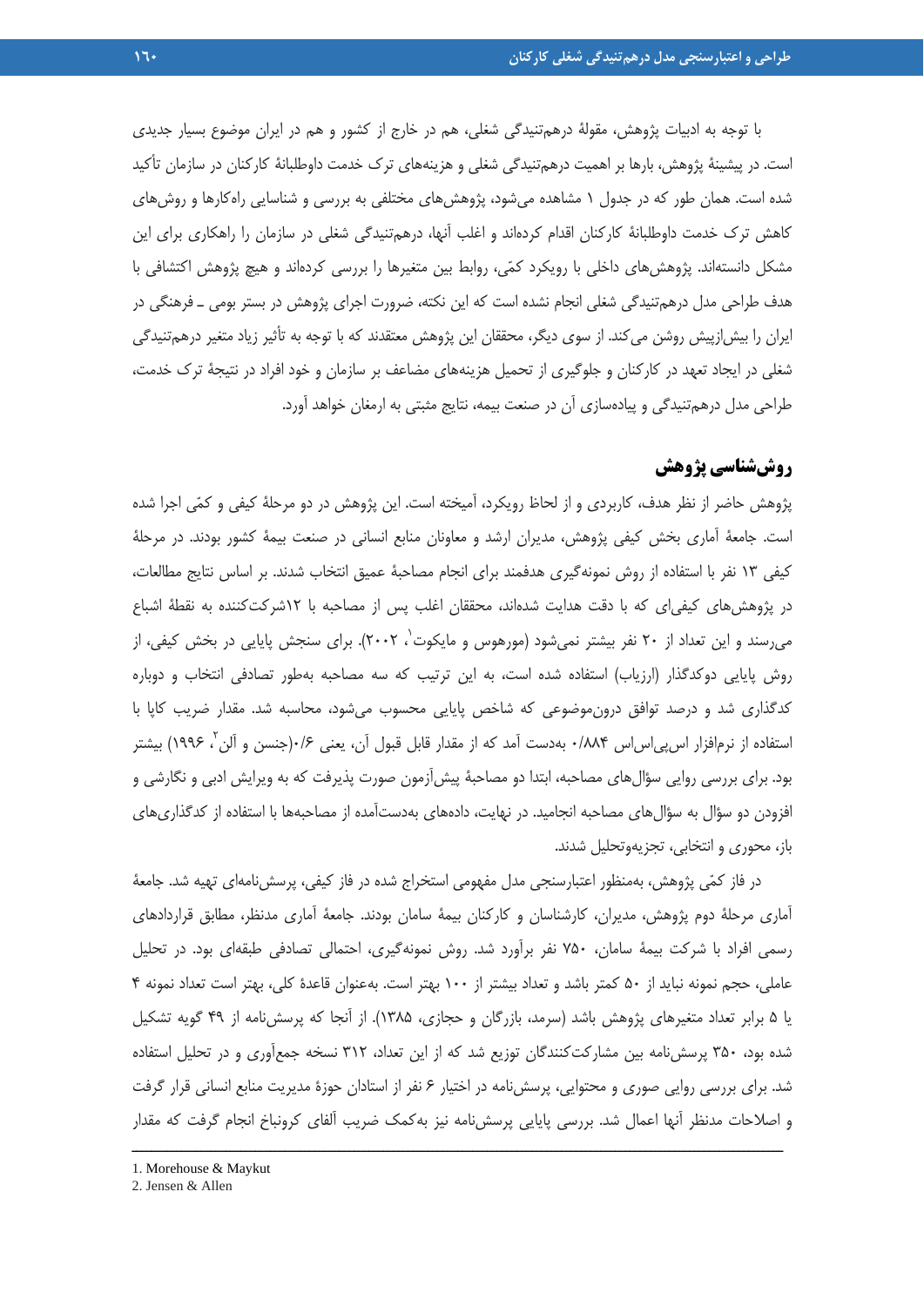با توجه به ادبیات پژوهش، مقولهٔ درهم‌تنیدگی شغلی، هم در خارج از کشور و هم در ایران موضوع بسیار جدیدی است. در پیشینهٔ پژوهش، بارها بر اهمیت درهم‌تنیدگی شغلی و هزینه‌های ترک خدمت داوطلبانهٔ کارکنان در سازمان تأکید شده است. همان طور که در جدول ۱ مشاهده می‌شود، پژوهش‌های مختلفی به بررسی و شناسایی راه‌کارها و روش‌های کاهش ترک خدمت داوطلبانهٔ کارکنان اقدام کرده‌اند و اغلب آنها، درهم‌تنیدگی شغلی در سازمان را راهکاری برای این مشکل دانسته‌اند. پژوهش‌های داخلی با رویکرد کمّی، روابط بین متغیرها را بررسی کرده‌اند و هیچ پژوهش اکتشافی با هدف طراحی مدل درهم‌تنیدگی شغلی انجام نشده است که این نکته، ضرورت اجرای پژوهش در بستر بومی ـ فرهنگی در ایران را بیش‌ازپیش روشن می‌کند. از سوی دیگر، محققان این پژوهش معتقدند که با توجه به تأثیر زیاد متغیر درهم‌تنیدگی شغلی در ایجاد تعهد در کارکنان و جلوگیری از تحمیل هزینه‌های مضاعف بر سازمان و خود افراد در نتیجهٔ ترک خدمت، طراحی مدل درهم‌تنیدگی و پیاده‌سازی آن در صنعت بیمه، نتایج مثبتی به ارمغان خواهد آورد.

## روش‌شناسی پژوهش

پژوهش حاضر از نظر هدف، کاربردی و از لحاظ رویکرد، آمیخته است. این پژوهش در دو مرحلهٔ کیفی و کمّی اجرا شده است. جامعهٔ آماری بخش کیفی پژوهش، مدیران ارشد و معاونان منابع انسانی در صنعت بیمهٔ کشور بودند. در مرحلهٔ کیفی ۱۳ نفر با استفاده از روش نمونه‌گیری هدفمند برای انجام مصاحبهٔ عمیق انتخاب شدند. بر اساس نتایج مطالعات، در پژوهش‌های کیفی‌ای که با دقت هدایت شده‌اند، محققان اغلب پس از مصاحبه با ۱۲شرکت‌کننده به نقطهٔ اشباع می‌رسند و این تعداد از ۲۰ نفر بیشتر نمی‌شود (مورهوس و مایکوت[1]، ۲۰۰۲). برای سنجش پایایی در بخش کیفی، از روش پایایی دوکدگذار (ارزیاب) استفاده شده است، به این ترتیب که سه مصاحبه به‌طور تصادفی انتخاب و دوباره کدگذاری شد و درصد توافق درون‌موضوعی که شاخص پایایی محسوب می‌شود، محاسبه شد. مقدار ضریب کاپا با استفاده از نرم‌افزار اس‌پی‌اس‌اس ۰/۸۸۴ به‌دست آمد که از مقدار قابل قبول آن، یعنی ۰/۶(جنسن و آلن[2]، ۱۹۹۶) بیشتر بود. برای بررسی روایی سؤال‌های مصاحبه، ابتدا دو مصاحبهٔ پیش‌آزمون صورت پذیرفت که به ویرایش ادبی و نگارشی و افزودن دو سؤال به سؤال‌های مصاحبه انجامید. در نهایت، داده‌های به‌دست‌آمده از مصاحبه‌ها با استفاده از کدگذاری‌های باز، محوری و انتخابی، تجزیه‌وتحلیل شدند.

در فاز کمّی پژوهش، به‌منظور اعتبارسنجی مدل مفهومی استخراج شده در فاز کیفی، پرسش‌نامه‌ای تهیه شد. جامعهٔ آماری مرحلهٔ دوم پژوهش، مدیران، کارشناسان و کارکنان بیمهٔ سامان بودند. جامعهٔ آماری مدنظر، مطابق قراردادهای رسمی افراد با شرکت بیمهٔ سامان، ۷۵۰ نفر برآورد شد. روش نمونه‌گیری، احتمالی تصادفی طبقه‌ای بود. در تحلیل عاملی، حجم نمونه نباید از ۵۰ کمتر باشد و تعداد بیشتر از ۱۰۰ بهتر است. به‌عنوان قاعدهٔ کلی، بهتر است تعداد نمونه ۴ یا ۵ برابر تعداد متغیرهای پژوهش باشد (سرمد، بازرگان و حجازی، ۱۳۸۵). از آنجا که پرسش‌نامه از ۴۹ گویه تشکیل شده بود، ۳۵۰ پرسش‌نامه بین مشارکت‌کنندگان توزیع شد که از این تعداد، ۳۱۲ نسخه جمع‌آوری و در تحلیل استفاده شد. برای بررسی روایی صوری و محتوایی، پرسش‌نامه در اختیار ۶ نفر از استادان حوزهٔ مدیریت منابع انسانی قرار گرفت و اصلاحات مدنظر آنها اعمال شد. بررسی پایایی پرسش‌نامه نیز به‌کمک ضریب آلفای کرونباخ انجام گرفت که مقدار

---

1. Morehouse & Maykut
2. Jensen & Allen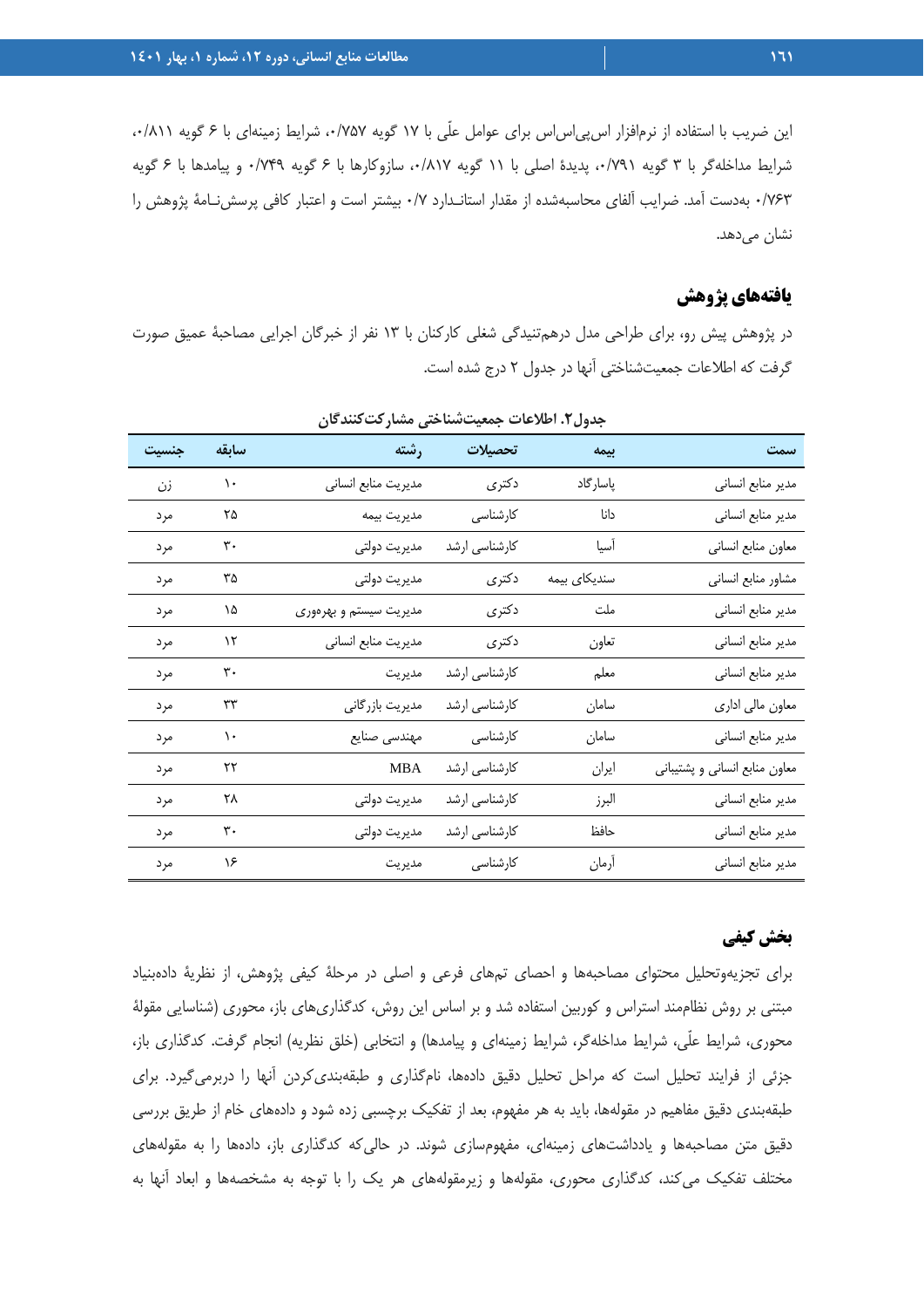این ضریب با استفاده از نرم‌افزار اس‌پی‌اس‌اس برای عوامل علّی با ۱۷ گویه ۰/۷۵۷، شرایط زمینه‌ای با ۶ گویه ۰/۸۱۱، شرایط مداخله‌گر با ۳ گویه ۰/۷۹۱، پدیدهٔ اصلی با ۱۱ گویه ۰/۸۱۷، سازوکارها با ۶ گویه ۰/۷۴۹ و پیامدها با ۶ گویه ۰/۷۶۳ به‌دست آمد. ضرایب آلفای محاسبه‌شده از مقدار استانـدارد ۰/۷ بیشتر است و اعتبار کافی پرسش‌نـامهٔ پژوهش را نشان می‌دهد.

## یافته‌های پژوهش

در پژوهش پیش رو، برای طراحی مدل درهم‌تنیدگی شغلی کارکنان با ۱۳ نفر از خبرگان اجرایی مصاحبهٔ عمیق صورت گرفت که اطلاعات جمعیت‌شناختی آنها در جدول ۲ درج شده است.

**جدول۲. اطلاعات جمعیت‌شناختی مشارکت‌کنندگان**

| سمت | بیمه | تحصیلات | رشته | سابقه | جنسیت |
|---|---|---|---|---|---|
| مدیر منابع انسانی | پاسارگاد | دکتری | مدیریت منابع انسانی | ۱۰ | زن |
| مدیر منابع انسانی | دانا | کارشناسی | مدیریت بیمه | ۲۵ | مرد |
| معاون منابع انسانی | آسیا | کارشناسی ارشد | مدیریت دولتی | ۳۰ | مرد |
| مشاور منابع انسانی | سندیکای بیمه | دکتری | مدیریت دولتی | ۳۵ | مرد |
| مدیر منابع انسانی | ملت | دکتری | مدیریت سیستم و بهره‌وری | ۱۵ | مرد |
| مدیر منابع انسانی | تعاون | دکتری | مدیریت منابع انسانی | ۱۲ | مرد |
| مدیر منابع انسانی | معلم | کارشناسی ارشد | مدیریت | ۳۰ | مرد |
| معاون مالی اداری | سامان | کارشناسی ارشد | مدیریت بازرگانی | ۳۳ | مرد |
| مدیر منابع انسانی | سامان | کارشناسی | مهندسی صنایع | ۱۰ | مرد |
| معاون منابع انسانی و پشتیبانی | ایران | کارشناسی ارشد | MBA | ۲۲ | مرد |
| مدیر منابع انسانی | البرز | کارشناسی ارشد | مدیریت دولتی | ۲۸ | مرد |
| مدیر منابع انسانی | حافظ | کارشناسی ارشد | مدیریت دولتی | ۳۰ | مرد |
| مدیر منابع انسانی | آرمان | کارشناسی | مدیریت | ۱۶ | مرد |

### بخش کیفی

برای تجزیه‌وتحلیل محتوای مصاحبه‌ها و احصای تم‌های فرعی و اصلی در مرحلهٔ کیفی پژوهش، از نظریهٔ داده‌بنیاد مبتنی بر روش نظام‌مند استراس و کوربین استفاده شد و بر اساس این روش، کدگذاری‌های باز، محوری (شناسایی مقولهٔ محوری، شرایط علّی، شرایط مداخله‌گر، شرایط زمینه‌ای و پیامدها) و انتخابی (خلق نظریه) انجام گرفت. کدگذاری باز، جزئی از فرایند تحلیل است که مراحل تحلیل دقیق داده‌ها، نام‌گذاری و طبقه‌بندی‌کردن آنها را دربرمی‌گیرد. برای طبقه‌بندی دقیق مفاهیم در مقوله‌ها، باید به هر مفهوم، بعد از تفکیک برچسبی زده شود و داده‌های خام از طریق بررسی دقیق متن مصاحبه‌ها و یادداشت‌های زمینه‌ای، مفهوم‌سازی شوند. در حالی‌که کدگذاری باز، داده‌ها را به مقوله‌های مختلف تفکیک می‌کند، کدگذاری محوری، مقوله‌ها و زیرمقوله‌های هر یک را با توجه به مشخصه‌ها و ابعاد آنها به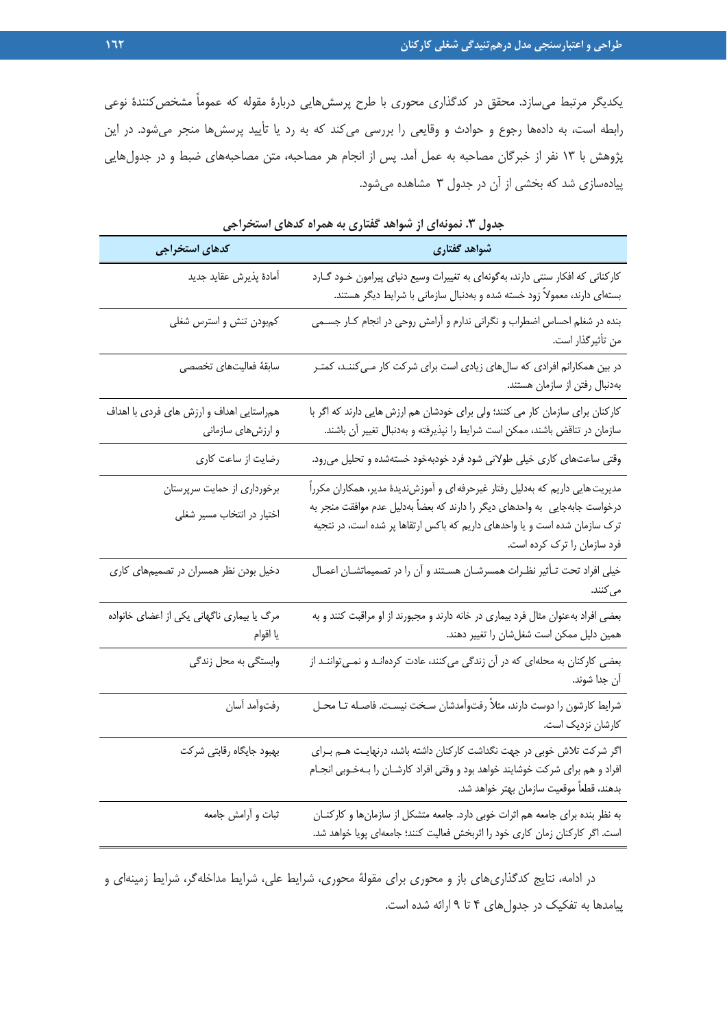یکدیگر مرتبط می‌سازد. محقق در کدگذاری محوری با طرح پرسش‌هایی دربارهٔ مقوله که عموماً مشخص‌کنندهٔ نوعی رابطه است، به داده‌ها رجوع و حوادث و وقایعی را بررسی می‌کند که به رد یا تأیید پرسش‌ها منجر می‌شود. در این پژوهش با ۱۳ نفر از خبرگان مصاحبه به عمل آمد. پس از انجام هر مصاحبه، متن مصاحبه‌های ضبط و در جدول‌هایی پیاده‌سازی شد که بخشی از آن در جدول ۳ مشاهده می‌شود.

**جدول ۳. نمونه‌ای از شواهد گفتاری به همراه کدهای استخراجی**

| شواهد گفتاری | کدهای استخراجی |
|---|---|
| کارکنانی که افکار سنتی دارند، به‌گونه‌ای به تغییرات وسیع دنیای پیرامون خـود گـارد بسته‌ای دارند، معمولاً زود خسته شده و به‌دنبال سازمانی با شرایط دیگر هستند. | آمادهٔ پذیرش عقاید جدید |
| بنده در شغلم احساس اضطراب و نگرانی ندارم و آرامش روحی در انجام کـار جسـمی من تأثیرگذار است. | کم‌بودن تنش و استرس شغلی |
| در بین همکارانم افرادی که سال‌های زیادی است برای شرکت کار مـی‌کننـد، کمتـر به‌دنبال رفتن از سازمان هستند. | سابقهٔ فعالیت‌های تخصصی |
| کارکنان برای سازمان کار می کنند؛ ولی برای خودشان هم ارزش هایی دارند که اگر با سازمان در تناقض باشند، ممکن است شرایط را نپذیرفته و به‌دنبال تغییر آن باشند. | همراستایی اهداف و ارزش های فردی با اهداف و ارزش‌های سازمانی |
| وقتی ساعت‌های کاری خیلی طولانی شود فرد خودبه‌خود خسته‌شده و تحلیل می‌رود. | رضایت از ساعت کاری |
| مدیریت هایی داریم که به‌دلیل رفتار غیرحرفه ای و آموزش‌ندیدهٔ مدیر، همکاران مکرراً درخواست جابه‌جایی به واحدهای دیگر را دارند که بعضاً به‌دلیل عدم موافقت منجر به ترک سازمان شده است و یا واحدهای داریم که باکس ارتقاها پر شده است، در نتجیه فرد سازمان را ترک کرده است. | برخورداری از حمایت سرپرستان<br>اختیار در انتخاب مسیر شغلی |
| خیلی افراد تحت تـأثیر نظـرات همسرشـان هسـتند و آن را در تصمیماتشـان اعمـال می‌کنند. | دخیل بودن نظر همسران در تصمیم‌های کاری |
| بعضی افراد به‌عنوان مثال فرد بیماری در خانه دارند و مجبورند از او مراقبت کنند و به همین دلیل ممکن است شغل‌شان را تغییر دهند. | مرگ یا بیماری ناگهانی یکی از اعضای خانواده یا اقوام |
| بعضی کارکنان به محله‌ای که در آن زندگی می‌کنند، عادت کرده‌انـد و نمـی‌تواننـد از آن جدا شوند. | وابستگی به محل زندگی |
| شرایط کارشون را دوست دارند، مثلاً رفت‌وآمدشان سـخت نیسـت. فاصـله تـا محـل کارشان نزدیک است. | رفت‌وآمد آسان |
| اگر شرکت تلاش خوبی در جهت نگداشت کارکنان داشته باشد، درنهایـت هـم بـرای افراد و هم برای شرکت خوشایند خواهد بود و وقتی افراد کارشـان را بـه‌خـوبی انجـام بدهند، قطعاً موقعیت سازمان بهتر خواهد شد. | بهبود جایگاه رقابتی شرکت |
| به نظر بنده برای جامعه هم اثرات خوبی دارد. جامعه متشکل از سازمان‌ها و کارکنـان است. اگر کارکنان زمان کاری خود را اثربخش فعالیت کنند؛ جامعه‌ای پویا خواهد شد. | ثبات و آرامش جامعه |

در ادامه، نتایج کدگذاری‌های باز و محوری برای مقولهٔ محوری، شرایط علی، شرایط مداخله‌گر، شرایط زمینه‌ای و پیامدها به تفکیک در جدول‌های ۴ تا ۹ ارائه شده است.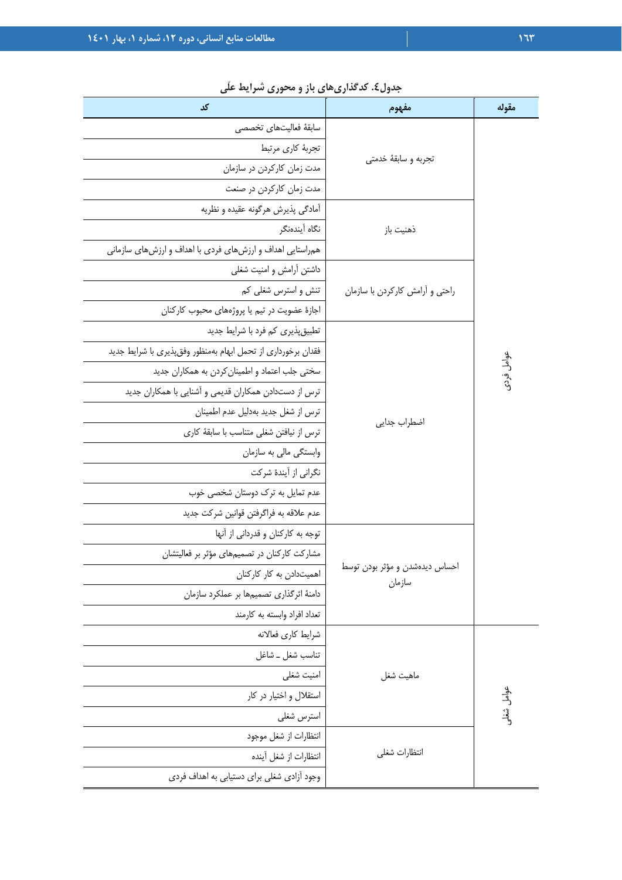**جدول٤. کدگذاری‌های باز و محوری شرایط علّی**

| مقوله | مفهوم | کد |
|---|---|---|
| عوامل فردی | تجربه و سابقهٔ خدمتی | سابقهٔ فعالیت‌های تخصصی |
| | | تجربهٔ کاری مرتبط |
| | | مدت زمان کارکردن در سازمان |
| | | مدت زمان کارکردن در صنعت |
| | ذهنیت باز | آمادگی پذیرش هرگونه عقیده و نظریه |
| | | نگاه آینده‌نگر |
| | | هم‌راستایی اهداف و ارزش‌های فردی با اهداف و ارزش‌های سازمانی |
| | راحتی و آرامش کارکردن با سازمان | داشتن آرامش و امنیت شغلی |
| | | تنش و استرس شغلی کم |
| | | اجازهٔ عضویت در تیم یا پروژه‌های محبوب کارکنان |
| | اضطراب جدایی | تطبیق‌پذیری کم فرد با شرایط جدید |
| | | فقدان برخورداری از تحمل ابهام به‌منظور وفق‌پذیری با شرایط جدید |
| | | سختی جلب اعتماد و اطمینان‌کردن به همکاران جدید |
| | | ترس از دست‌دادن همکاران قدیمی و آشنایی با همکاران جدید |
| | | ترس از شغل جدید به‌دلیل عدم اطمینان |
| | | ترس از نیافتن شغلی متناسب با سابقهٔ کاری |
| | | وابستگی مالی به سازمان |
| | | نگرانی از آیندهٔ شرکت |
| | | عدم تمایل به ترک دوستان شخصی خوب |
| | | عدم علاقه به فراگرفتن قوانین شرکت جدید |
| | احساس دیده‌شدن و مؤثر بودن توسط سازمان | توجه به کارکنان و قدردانی از آنها |
| | | مشارکت کارکنان در تصمیم‌های مؤثر بر فعالیتشان |
| | | اهمیت‌دادن به کار کارکنان |
| | | دامنهٔ اثرگذاری تصمیم‌ها بر عملکرد سازمان |
| | | تعداد افراد وابسته به کارمند |
| عوامل شغلی | ماهیت شغل | شرایط کاری فعالانه |
| | | تناسب شغل ـ شاغل |
| | | امنیت شغلی |
| | | استقلال و اختیار در کار |
| | | استرس شغلی |
| | انتظارات شغلی | انتظارات از شغل موجود |
| | | انتظارات از شغل آینده |
| | | وجود آزادی شغلی برای دستیابی به اهداف فردی |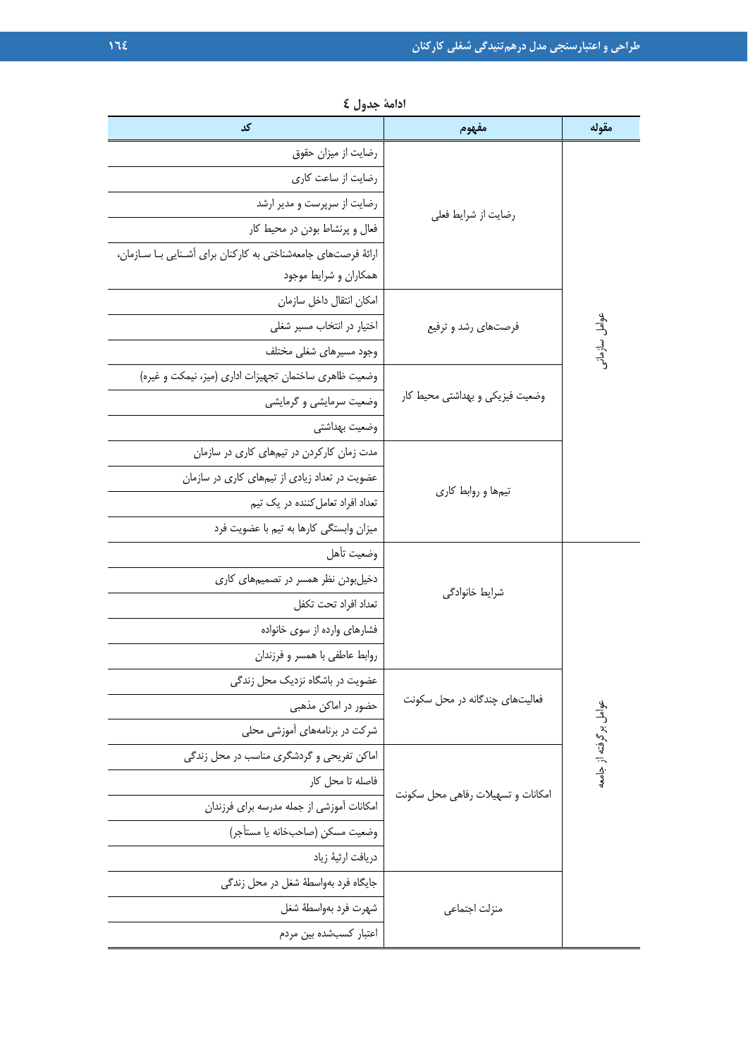ادامهٔ جدول ٤

| مقوله | مفهوم | کد |
|---|---|---|
| عوامل سازمانی | رضایت از شرایط فعلی | رضایت از میزان حقوق |
| | | رضایت از ساعت کاری |
| | | رضایت از سرپرست و مدیر ارشد |
| | | فعال و پرنشاط بودن در محیط کار |
| | | ارائهٔ فرصت‌های جامعه‌شناختی به کارکنان برای آشنایی با سازمان، همکاران و شرایط موجود |
| | فرصت‌های رشد و ترفیع | امکان انتقال داخل سازمان |
| | | اختیار در انتخاب مسیر شغلی |
| | | وجود مسیرهای شغلی مختلف |
| | وضعیت فیزیکی و بهداشتی محیط کار | وضعیت ظاهری ساختمان تجهیزات اداری (میز، نیمکت و غیره) |
| | | وضعیت سرمایشی و گرمایشی |
| | | وضعیت بهداشتی |
| | تیم‌ها و روابط کاری | مدت زمان کارکردن در تیم‌های کاری در سازمان |
| | | عضویت در تعداد زیادی از تیم‌های کاری در سازمان |
| | | تعداد افراد تعامل‌کننده در یک تیم |
| | | میزان وابستگی کارها به تیم با عضویت فرد |
| عوامل برگرفته از جامعه | شرایط خانوادگی | وضعیت تأهل |
| | | دخیل‌بودن نظر همسر در تصمیم‌های کاری |
| | | تعداد افراد تحت تکفل |
| | | فشارهای وارده از سوی خانواده |
| | | روابط عاطفی با همسر و فرزندان |
| | فعالیت‌های چندگانه در محل سکونت | عضویت در باشگاه نزدیک محل زندگی |
| | | حضور در اماکن مذهبی |
| | | شرکت در برنامه‌های آموزشی محلی |
| | امکانات و تسهیلات رفاهی محل سکونت | اماکن تفریحی و گردشگری مناسب در محل زندگی |
| | | فاصله تا محل کار |
| | | امکانات آموزشی از جمله مدرسه برای فرزندان |
| | | وضعیت مسکن (صاحب‌خانه یا مستأجر) |
| | | دریافت ارثیهٔ زیاد |
| | منزلت اجتماعی | جایگاه فرد به‌واسطهٔ شغل در محل زندگی |
| | | شهرت فرد به‌واسطهٔ شغل |
| | | اعتبار کسب‌شده بین مردم |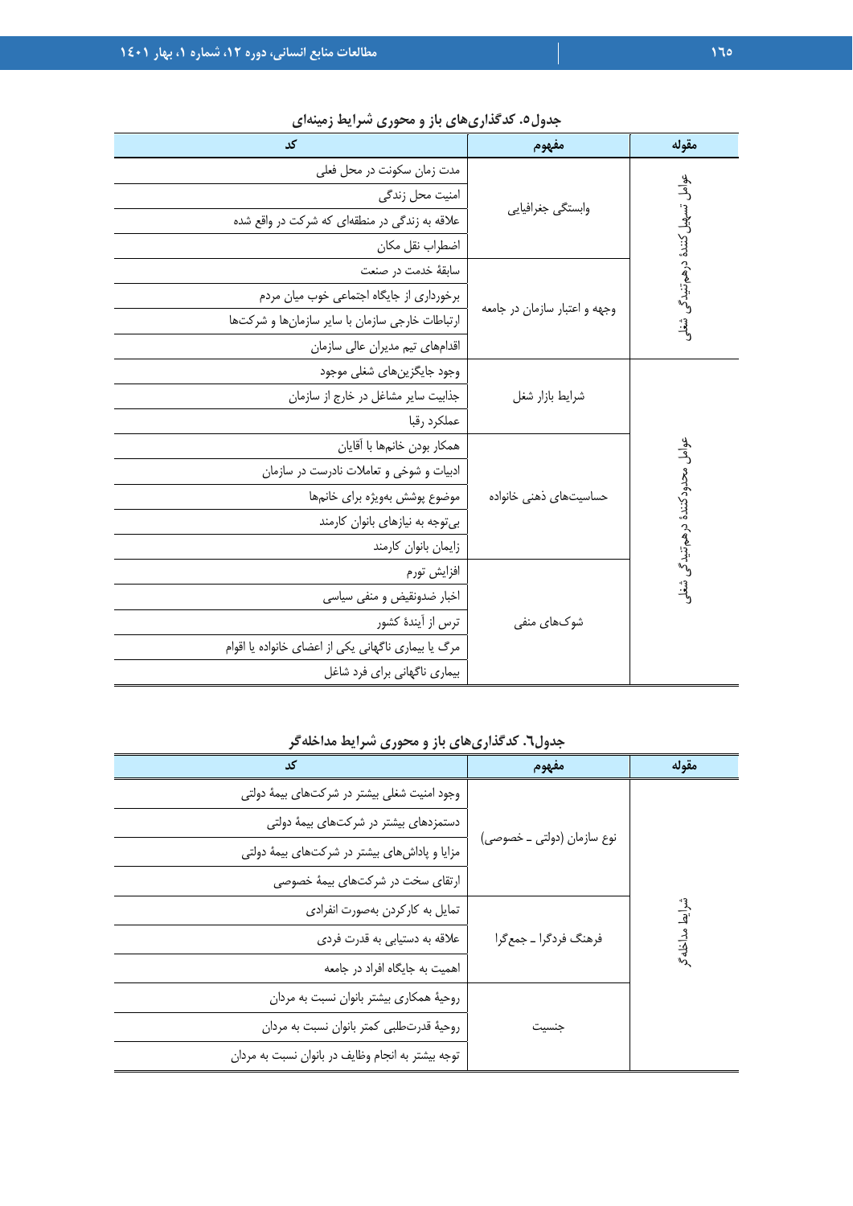**جدول۵. کدگذاری‌های باز و محوری شرایط زمینه‌ای**

| مقوله | مفهوم | کد |
| --- | --- | --- |
| عوامل تسهیل کنندهٔ درهم‌تنیدگی شغلی | وابستگی جغرافیایی | مدت زمان سکونت در محل فعلی |
| | | امنیت محل زندگی |
| | | علاقه به زندگی در منطقه‌ای که شرکت در واقع شده |
| | | اضطراب نقل مکان |
| | وجهه و اعتبار سازمان در جامعه | سابقهٔ خدمت در صنعت |
| | | برخورداری از جایگاه اجتماعی خوب میان مردم |
| | | ارتباطات خارجی سازمان با سایر سازمان‌ها و شرکت‌ها |
| | | اقدام‌های تیم مدیران عالی سازمان |
| عوامل محدودکنندهٔ درهم‌تنیدگی شغلی | شرایط بازار شغل | وجود جایگزین‌های شغلی موجود |
| | | جذابیت سایر مشاغل در خارج از سازمان |
| | | عملکرد رقبا |
| | حساسیت‌های ذهنی خانواده | همکار بودن خانم‌ها با آقایان |
| | | ادبیات و شوخی و تعاملات نادرست در سازمان |
| | | موضوع پوشش به‌ویژه برای خانم‌ها |
| | | بی‌توجه به نیازهای بانوان کارمند |
| | | زایمان بانوان کارمند |
| | شوک‌های منفی | افزایش تورم |
| | | اخبار ضدونقیض و منفی سیاسی |
| | | ترس از آیندهٔ کشور |
| | | مرگ یا بیماری ناگهانی یکی از اعضای خانواده یا اقوام |
| | | بیماری ناگهانی برای فرد شاغل |

**جدول٦. کدگذاری‌های باز و محوری شرایط مداخله‌گر**

| مقوله | مفهوم | کد |
| --- | --- | --- |
| شرایط مداخله‌گر | نوع سازمان (دولتی ـ خصوصی) | وجود امنیت شغلی بیشتر در شرکت‌های بیمهٔ دولتی |
| | | دستمزدهای بیشتر در شرکت‌های بیمهٔ دولتی |
| | | مزایا و پاداش‌های بیشتر در شرکت‌های بیمهٔ دولتی |
| | | ارتقای سخت در شرکت‌های بیمهٔ خصوصی |
| | فرهنگ فردگرا ـ جمع‌گرا | تمایل به کارکردن به‌صورت انفرادی |
| | | علاقه به دستیابی به قدرت فردی |
| | | اهمیت به جایگاه افراد در جامعه |
| | جنسیت | روحیهٔ همکاری بیشتر بانوان نسبت به مردان |
| | | روحیهٔ قدرت‌طلبی کمتر بانوان نسبت به مردان |
| | | توجه بیشتر به انجام وظایف در بانوان نسبت به مردان |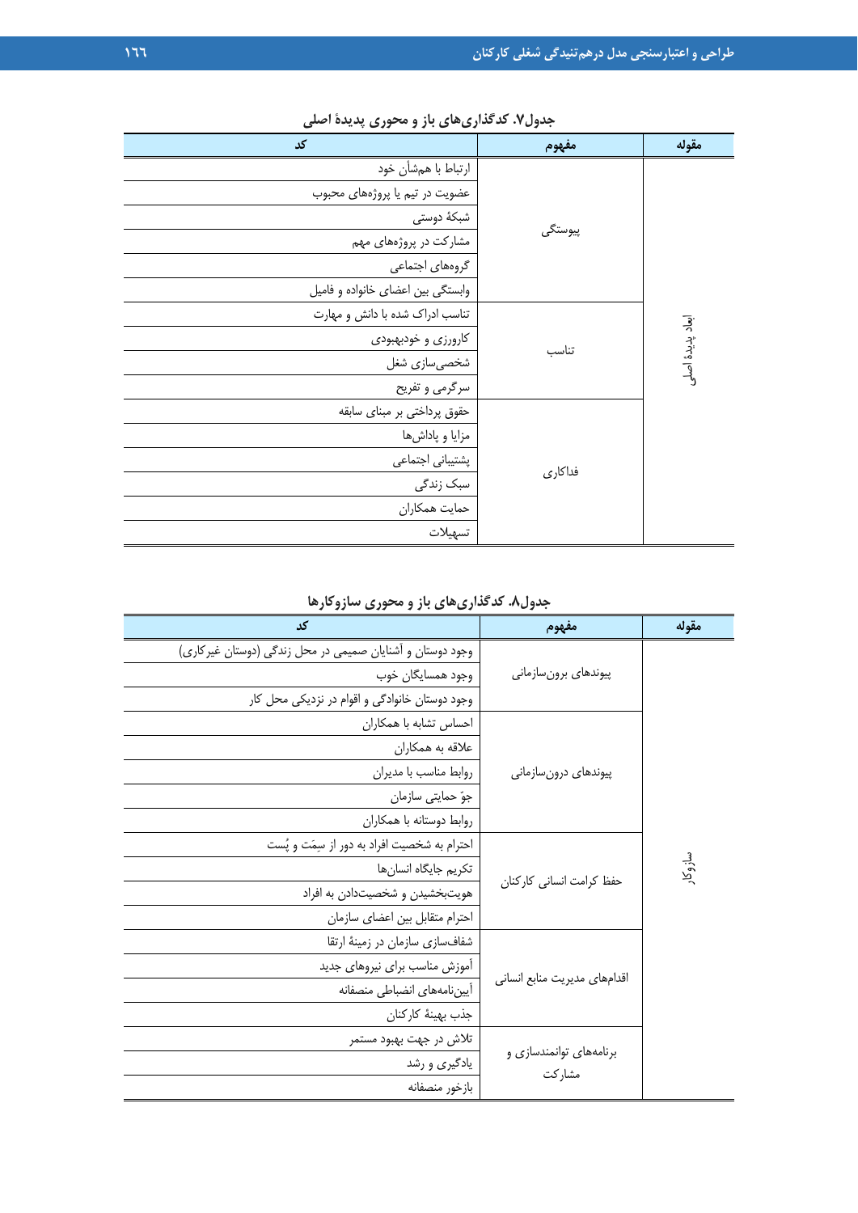**جدول۷. کدگذاری‌های باز و محوری پدیدهٔ اصلی**

| مقوله | مفهوم | کد |
|---|---|---|
| ابعاد پدیدهٔ اصلی | پیوستگی | ارتباط با هم‌شأن خود |
| | | عضویت در تیم یا پروژه‌های محبوب |
| | | شبکهٔ دوستی |
| | | مشارکت در پروژه‌های مهم |
| | | گروه‌های اجتماعی |
| | | وابستگی بین اعضای خانواده و فامیل |
| | تناسب | تناسب ادراک شده با دانش و مهارت |
| | | کارورزی و خودبهبودی |
| | | شخصی‌سازی شغل |
| | | سرگرمی و تفریح |
| | فداکاری | حقوق پرداختی بر مبنای سابقه |
| | | مزایا و پاداش‌ها |
| | | پشتیبانی اجتماعی |
| | | سبک زندگی |
| | | حمایت همکاران |
| | | تسهیلات |

**جدول۸. کدگذاری‌های باز و محوری سازوکارها**

| مقوله | مفهوم | کد |
|---|---|---|
| سازوکار | پیوندهای برون‌سازمانی | وجود دوستان و آشنایان صمیمی در محل زندگی (دوستان غیرکاری) |
| | | وجود همسایگان خوب |
| | | وجود دوستان خانوادگی و اقوام در نزدیکی محل کار |
| | پیوندهای درون‌سازمانی | احساس تشابه با همکاران |
| | | علاقه به همکاران |
| | | روابط مناسب با مدیران |
| | | جوّ حمایتی سازمان |
| | | روابط دوستانه با همکاران |
| | حفظ کرامت انسانی کارکنان | احترام به شخصیت افراد به دور از سِمَت و پُست |
| | | تکریم جایگاه انسان‌ها |
| | | هویت‌بخشیدن و شخصیت‌دادن به افراد |
| | | احترام متقابل بین اعضای سازمان |
| | اقدام‌های مدیریت منابع انسانی | شفاف‌سازی سازمان در زمینهٔ ارتقا |
| | | آموزش مناسب برای نیروهای جدید |
| | | آیین‌نامه‌های انضباطی منصفانه |
| | | جذب بهینهٔ کارکنان |
| | برنامه‌های توانمندسازی و مشارکت | تلاش در جهت بهبود مستمر |
| | | یادگیری و رشد |
| | | بازخور منصفانه |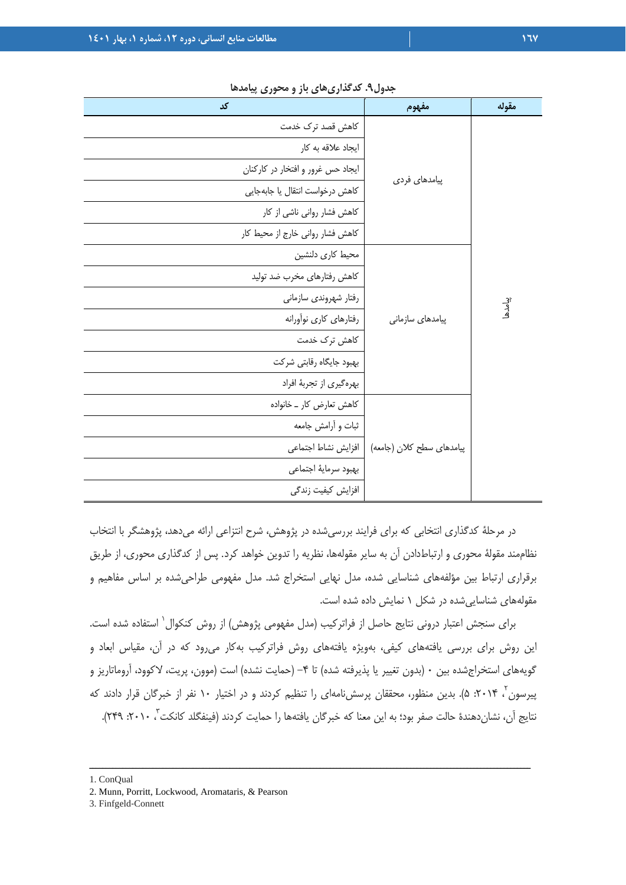**جدول۹. کدگذاری‌های باز و محوری پیامدها**

| مقوله | مفهوم | کد |
| --- | --- | --- |
| پیامدها | پیامدهای فردی | کاهش قصد ترک خدمت |
| | | ایجاد علاقه به کار |
| | | ایجاد حس غرور و افتخار در کارکنان |
| | | کاهش درخواست انتقال یا جابه‌جایی |
| | | کاهش فشار روانی ناشی از کار |
| | | کاهش فشار روانی خارج از محیط کار |
| | پیامدهای سازمانی | محیط کاری دلنشین |
| | | کاهش رفتارهای مخرب ضد تولید |
| | | رفتار شهروندی سازمانی |
| | | رفتارهای کاری نوآورانه |
| | | کاهش ترک خدمت |
| | | بهبود جایگاه رقابتی شرکت |
| | | بهره‌گیری از تجربهٔ افراد |
| | پیامدهای سطح کلان (جامعه) | کاهش تعارض کار ـ خانواده |
| | | ثبات و آرامش جامعه |
| | | افزایش نشاط اجتماعی |
| | | بهبود سرمایهٔ اجتماعی |
| | | افزایش کیفیت زندگی |

در مرحلهٔ کدگذاری انتخابی که برای فرایند بررسی‌شده در پژوهش، شرح انتزاعی ارائه می‌دهد، پژوهشگر با انتخاب نظام‌مند مقولهٔ محوری و ارتباط‌دادن آن به سایر مقوله‌ها، نظریه را تدوین خواهد کرد. پس از کدگذاری محوری، از طریق برقراری ارتباط بین مؤلفه‌های شناسایی شده، مدل نهایی استخراج شد. مدل مفهومی طراحی‌شده بر اساس مفاهیم و مقوله‌های شناسایی‌شده در شکل ۱ نمایش داده شده است.

برای سنجش اعتبار درونی نتایج حاصل از فراترکیب (مدل مفهومی پژوهش) از روش کنکوال[1] استفاده شده است. این روش برای بررسی یافته‌های کیفی، به‌ویژه یافته‌های روش فراترکیب به‌کار می‌رود که در آن، مقیاس ابعاد و گویه‌های استخراج‌شده بین ۰ (بدون تغییر یا پذیرفته شده) تا ۴- (حمایت نشده) است (مونن، پریت، لاکوود، آروماتاریز و پیرسون[2]، ۲۰۱۴: ۵). بدین منظور، محققان پرسش‌نامه‌ای را تنظیم کردند و در اختیار ۱۰ نفر از خبرگان قرار دادند که نتایج آن، نشان‌دهندهٔ حالت صفر بود؛ به این معنا که خبرگان یافته‌ها را حمایت کردند (فینفگلد کانکت[3]، ۲۰۱۰: ۲۴۹).

---

1. ConQual
2. Munn, Porritt, Lockwood, Aromataris, & Pearson
3. Finfgeld-Connett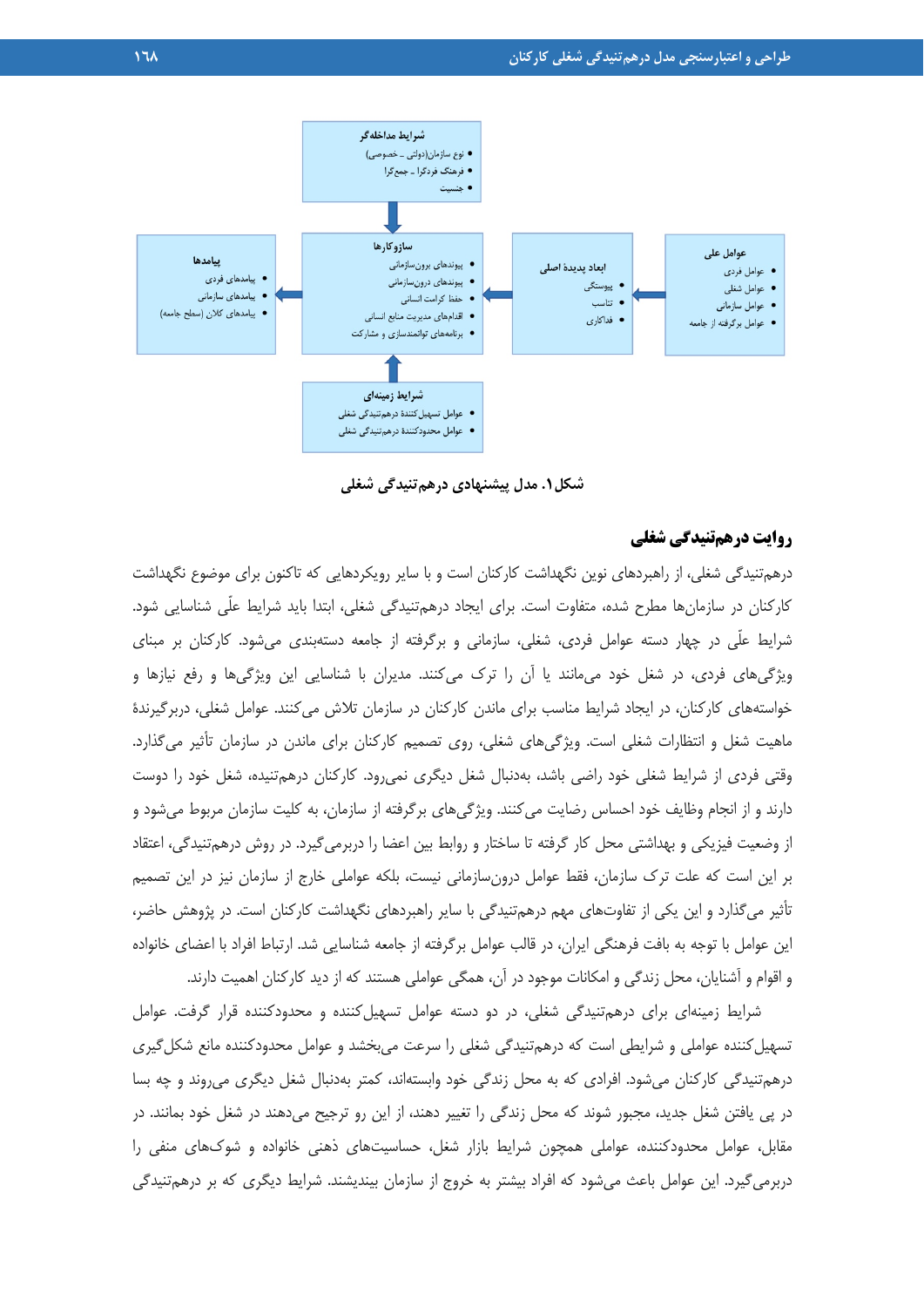**شرایط مداخله‌گر**
- نوع سازمان(دولتی ـ خصوصی)
- فرهنگ فردگرا ـ جمع‌گرا
- جنسیت

**عوامل علّی**
- عوامل فردی
- عوامل شغلی
- عوامل سازمانی
- عوامل برگرفته از جامعه

**ابعاد پدیدۀ اصلی**
- پیوستگی
- تناسب
- فداکاری

**سازوکارها**
- پیوندهای برون‌سازمانی
- پیوندهای درون‌سازمانی
- حفظ کرامت انسانی
- اقدام‌های مدیریت منابع انسانی
- برنامه‌های توانمندسازی و مشارکت

**پیامدها**
- پیامدهای فردی
- پیامدهای سازمانی
- پیامدهای کلان (سطح جامعه)

**شرایط زمینه‌ای**
- عوامل تسهیل‌کنندۀ درهم‌تنیدگی شغلی
- عوامل محدودکنندۀ درهم‌تنیدگی شغلی

**شکل ۱. مدل پیشنهادی درهم‌تنیدگی شغلی**

## روایت درهم‌تنیدگی شغلی

درهم‌تنیدگی شغلی، از راهبردهای نوین نگهداشت کارکنان است و با سایر رویکردهایی که تاکنون برای موضوع نگهداشت کارکنان در سازمان‌ها مطرح شده، متفاوت است. برای ایجاد درهم‌تنیدگی شغلی، ابتدا باید شرایط علّی شناسایی شود. شرایط علّی در چهار دسته عوامل فردی، شغلی، سازمانی و برگرفته از جامعه دسته‌بندی می‌شود. کارکنان بر مبنای ویژگی‌های فردی، در شغل خود می‌مانند یا آن را ترک می‌کنند. مدیران با شناسایی این ویژگی‌ها و رفع نیازها و خواسته‌های کارکنان، در ایجاد شرایط مناسب برای ماندن کارکنان در سازمان تلاش می‌کنند. عوامل شغلی، دربرگیرندۀ ماهیت شغل و انتظارات شغلی است. ویژگی‌های شغلی، روی تصمیم کارکنان برای ماندن در سازمان تأثیر می‌گذارد. وقتی فردی از شرایط شغلی خود راضی باشد، به‌دنبال شغل دیگری نمی‌رود. کارکنان درهم‌تنیده، شغل خود را دوست دارند و از انجام وظایف خود احساس رضایت می‌کنند. ویژگی‌های برگرفته از سازمان، به کلیت سازمان مربوط می‌شود و از وضعیت فیزیکی و بهداشتی محل کار گرفته تا ساختار و روابط بین اعضا را دربرمی‌گیرد. در روش درهم‌تنیدگی، اعتقاد بر این است که علت ترک سازمان، فقط عوامل درون‌سازمانی نیست، بلکه عواملی خارج از سازمان نیز در این تصمیم تأثیر می‌گذارد و این یکی از تفاوت‌های مهم درهم‌تنیدگی با سایر راهبردهای نگهداشت کارکنان است. در پژوهش حاضر، این عوامل با توجه به بافت فرهنگی ایران، در قالب عوامل برگرفته از جامعه شناسایی شد. ارتباط افراد با اعضای خانواده و اقوام و آشنایان، محل زندگی و امکانات موجود در آن، همگی عواملی هستند که از دید کارکنان اهمیت دارند.

شرایط زمینه‌ای برای درهم‌تنیدگی شغلی، در دو دسته عوامل تسهیل‌کننده و محدودکننده قرار گرفت. عوامل تسهیل‌کننده عواملی و شرایطی است که درهم‌تنیدگی شغلی را سرعت می‌بخشد و عوامل محدودکننده مانع شکل‌گیری درهم‌تنیدگی کارکنان می‌شود. افرادی که به محل زندگی خود وابسته‌اند، کمتر به‌دنبال شغل دیگری می‌روند و چه بسا در پی یافتن شغل جدید، مجبور شوند که محل زندگی را تغییر دهند، از این رو ترجیح می‌دهند در شغل خود بمانند. در مقابل، عوامل محدودکننده، عواملی همچون شرایط بازار شغل، حساسیت‌های ذهنی خانواده و شوک‌های منفی را دربرمی‌گیرد. این عوامل باعث می‌شود که افراد بیشتر به خروج از سازمان بیندیشند. شرایط دیگری که بر درهم‌تنیدگی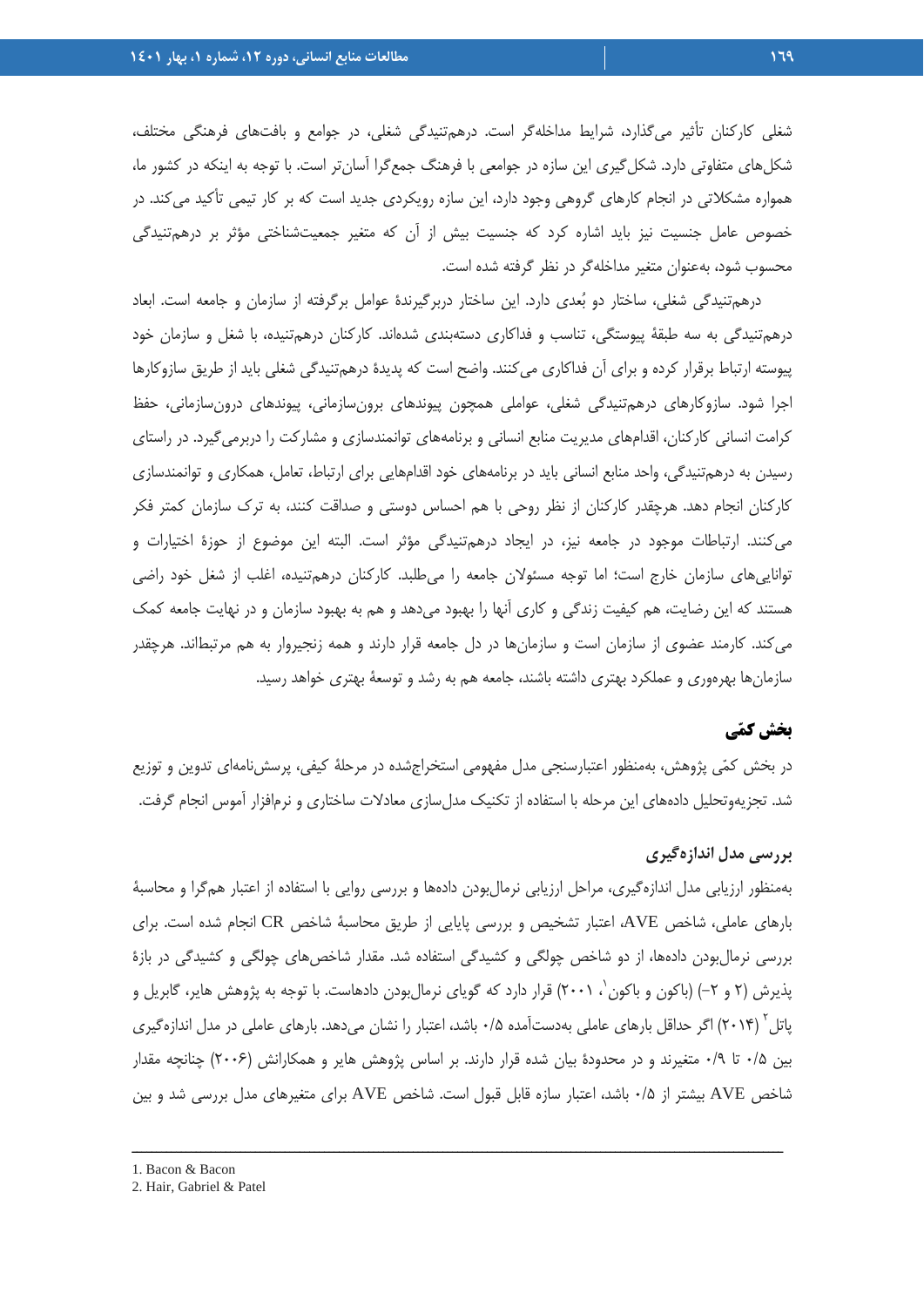شغلی کارکنان تأثیر می‌گذارد، شرایط مداخله‌گر است. درهم‌تنیدگی شغلی، در جوامع و بافت‌های فرهنگی مختلف، شکل‌های متفاوتی دارد. شکل‌گیری این سازه در جوامعی با فرهنگ جمع‌گرا آسان‌تر است. با توجه به اینکه در کشور ما، همواره مشکلاتی در انجام کارهای گروهی وجود دارد، این سازه رویکردی جدید است که بر کار تیمی تأکید می‌کند. در خصوص عامل جنسیت نیز باید اشاره کرد که جنسیت بیش از آن که متغیر جمعیت‌شناختی مؤثر بر درهم‌تنیدگی محسوب شود، به‌عنوان متغیر مداخله‌گر در نظر گرفته شده است.

درهم‌تنیدگی شغلی، ساختار دو بُعدی دارد. این ساختار دربرگیرندهٔ عوامل برگرفته از سازمان و جامعه است. ابعاد درهم‌تنیدگی به سه طبقهٔ پیوستگی، تناسب و فداکاری دسته‌بندی شده‌اند. کارکنان درهم‌تنیده، با شغل و سازمان خود پیوسته ارتباط برقرار کرده و برای آن فداکاری می‌کنند. واضح است که پدیدهٔ درهم‌تنیدگی شغلی باید از طریق سازوکارها اجرا شود. سازوکارهای درهم‌تنیدگی شغلی، عواملی همچون پیوندهای برون‌سازمانی، پیوندهای درون‌سازمانی، حفظ کرامت انسانی کارکنان، اقدام‌های مدیریت منابع انسانی و برنامه‌های توانمندسازی و مشارکت را دربرمی‌گیرد. در راستای رسیدن به درهم‌تنیدگی، واحد منابع انسانی باید در برنامه‌های خود اقدام‌هایی برای ارتباط، تعامل، همکاری و توانمندسازی کارکنان انجام دهد. هرچقدر کارکنان از نظر روحی با هم احساس دوستی و صداقت کنند، به ترک سازمان کمتر فکر می‌کنند. ارتباطات موجود در جامعه نیز، در ایجاد درهم‌تنیدگی مؤثر است. البته این موضوع از حوزهٔ اختیارات و توانایی‌های سازمان خارج است؛ اما توجه مسئولان جامعه را می‌طلبد. کارکنان درهم‌تنیده، اغلب از شغل خود راضی هستند که این رضایت، هم کیفیت زندگی و کاری آنها را بهبود می‌دهد و هم به بهبود سازمان و در نهایت جامعه کمک می‌کند. کارمند عضوی از سازمان است و سازمان‌ها در دل جامعه قرار دارند و همه زنجیروار به هم مرتبط‌اند. هرچقدر سازمان‌ها بهره‌وری و عملکرد بهتری داشته باشند، جامعه هم به رشد و توسعهٔ بهتری خواهد رسید.

## بخش کمّی

در بخش کمّی پژوهش، به‌منظور اعتبارسنجی مدل مفهومی استخراج‌شده در مرحلهٔ کیفی، پرسش‌نامه‌ای تدوین و توزیع شد. تجزیه‌وتحلیل داده‌های این مرحله با استفاده از تکنیک مدل‌سازی معادلات ساختاری و نرم‌افزار آموس انجام گرفت.

### بررسی مدل اندازه‌گیری

به‌منظور ارزیابی مدل اندازه‌گیری، مراحل ارزیابی نرمال‌بودن داده‌ها و بررسی روایی با استفاده از اعتبار همگرا و محاسبهٔ بارهای عاملی، شاخص AVE، اعتبار تشخیص و بررسی پایایی از طریق محاسبهٔ شاخص CR انجام شده است. برای بررسی نرمال‌بودن داده‌ها، از دو شاخص چولگی و کشیدگی استفاده شد. مقدار شاخص‌های چولگی و کشیدگی در بازهٔ پذیرش (۲ و ۲-) (باکون و باکون[1]، ۲۰۰۱) قرار دارد که گویای نرمال‌بودن داده‌هاست. با توجه به پژوهش هایر، گابریل و پاتل[2] (۲۰۱۴) اگر حداقل بارهای عاملی به‌دست‌آمده ۰/۵ باشد، اعتبار را نشان می‌دهد. بارهای عاملی در مدل اندازه‌گیری بین ۰/۵ تا ۰/۹ متغیرند و در محدودهٔ بیان شده قرار دارند. بر اساس پژوهش هایر و همکارانش (۲۰۰۶) چنانچه مقدار شاخص AVE بیشتر از ۰/۵ باشد، اعتبار سازه قابل قبول است. شاخص AVE برای متغیرهای مدل بررسی شد و بین

---

1. Bacon & Bacon
2. Hair, Gabriel & Patel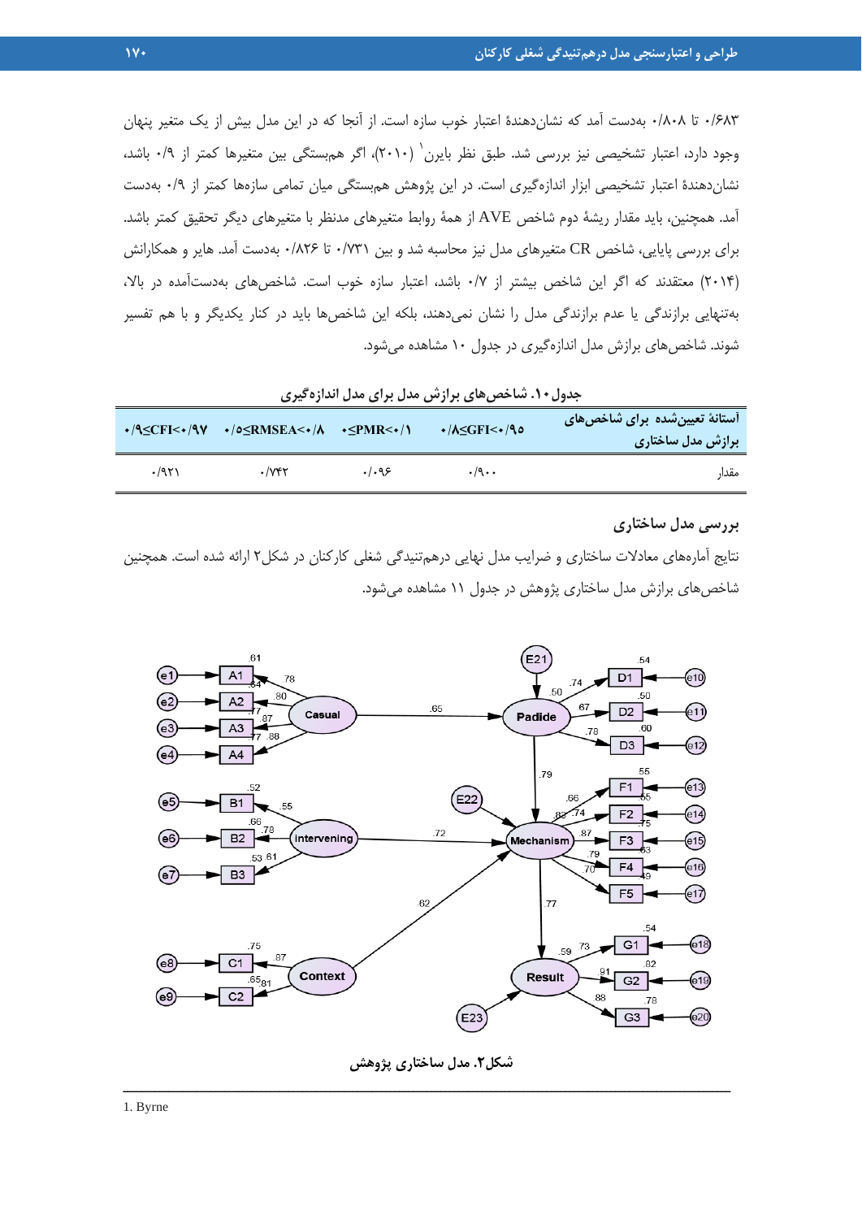۰/۶۸۳ تا ۰/۸۰۸ به‌دست آمد که نشان‌دهندۀ اعتبار خوب سازه است. از آنجا که در این مدل بیش از یک متغیر پنهان وجود دارد، اعتبار تشخیصی نیز بررسی شد. طبق نظر بایرن[1] (۲۰۱۰)، اگر همبستگی بین متغیرها کمتر از ۰/۹ باشد، نشان‌دهندۀ اعتبار تشخیصی ابزار اندازه‌گیری است. در این پژوهش همبستگی میان تمامی سازه‌ها کمتر از ۰/۹ به‌دست آمد. همچنین، باید مقدار ریشۀ دوم شاخص AVE از همۀ روابط متغیرهای مدنظر با متغیرهای دیگر تحقیق کمتر باشد. برای بررسی پایایی، شاخص CR متغیرهای مدل نیز محاسبه شد و بین ۰/۷۳۱ تا ۰/۸۲۶ به‌دست آمد. هایر و همکاران (۲۰۱۴) معتقدند که اگر این شاخص بیشتر از ۰/۷ باشد، اعتبار سازه خوب است. شاخص‌های به‌دست‌آمده در بالا، به‌تنهایی برازندگی یا عدم برازندگی مدل را نشان نمی‌دهند، بلکه این شاخص‌ها باید در کنار یکدیگر و با هم تفسیر شوند. شاخص‌های برازش مدل اندازه‌گیری در جدول ۱۰ مشاهده می‌شود.

**جدول ۱۰. شاخص‌های برازش مدل برای مدل اندازه‌گیری**

| استانۀ تعیین‌شده برای شاخص‌های برازش مدل ساختاری | ۰/۸≤GFI<۰/۹۵ | ۰≤PMR<۰/۱ | ۰/۵≤RMSEA<۰/۸ | ۰/۹≤CFI<۰/۹۷ |
|---|---|---|---|---|
| مقدار | ۰/۹۰۰ | ۰/۰۹۶ | ۰/۷۴۲ | ۰/۹۲۱ |

## بررسی مدل ساختاری

نتایج آماره‌های معادلات ساختاری و ضرایب مدل نهایی درهم‌تنیدگی شغلی کارکنان در شکل۲ ارائه شده است. همچنین شاخص‌های برازش مدل ساختاری پژوهش در جدول ۱۱ مشاهده می‌شود.

**شکل۲. مدل ساختاری پژوهش**

1. Byrne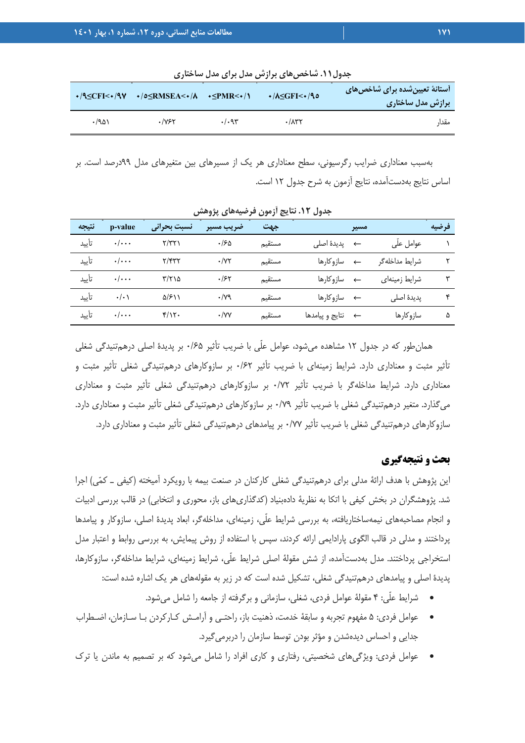**جدول ۱۱. شاخص‌های برازش مدل برای مدل ساختاری**

| آستانهٔ تعیین‌شده برای شاخص‌های برازش مدل ساختاری | ۰/۸≤GFI<۰/۹۵ | ۰≤PMR<۰/۱ | ۰/۵≤RMSEA<۰/۸ | ۰/۹≤CFI<۰/۹۷ |
|---|---|---|---|---|
| مقدار | ۰/۸۳۲ | ۰/۰۹۳ | ۰/۷۶۲ | ۰/۹۵۱ |

به‌سبب معناداری ضرایب رگرسیونی، سطح معناداری هر یک از مسیرهای بین متغیرهای مدل ۹۹درصد است. بر اساس نتایج به‌دست‌آمده، نتایج آزمون به شرح جدول ۱۲ است.

**جدول ۱۲. نتایج آزمون فرضیه‌های پژوهش**

| فرضیه | مسیر | | | جهت | ضریب مسیر | نسبت بحرانی | p-value | نتیجه |
|---|---|---|---|---|---|---|---|---|
| ۱ | عوامل علّی | ← | پدیدهٔ اصلی | مستقیم | ۰/۶۵ | ۲/۳۲۱ | ۰/۰۰۰ | تأیید |
| ۲ | شرایط مداخله‌گر | ← | سازوکارها | مستقیم | ۰/۷۲ | ۲/۴۳۲ | ۰/۰۰۰ | تأیید |
| ۳ | شرایط زمینه‌ای | ← | سازوکارها | مستقیم | ۰/۶۲ | ۳/۲۱۵ | ۰/۰۰۰ | تأیید |
| ۴ | پدیدهٔ اصلی | ← | سازوکارها | مستقیم | ۰/۷۹ | ۵/۶۱۱ | ۰/۰۱ | تأیید |
| ۵ | سازوکارها | ← | نتایج و پیامدها | مستقیم | ۰/۷۷ | ۴/۱۲۰ | ۰/۰۰۰ | تأیید |

همان‌طور که در جدول ۱۲ مشاهده می‌شود، عوامل علّی با ضریب تأثیر ۰/۶۵ بر پدیدهٔ اصلی درهم‌تنیدگی شغلی تأثیر مثبت و معناداری دارد. شرایط زمینه‌ای با ضریب تأثیر ۰/۶۲ بر سازوکارهای درهم‌تنیدگی شغلی تأثیر مثبت و معناداری دارد. شرایط مداخله‌گر با ضریب تأثیر ۰/۷۲ بر سازوکارهای درهم‌تنیدگی شغلی تأثیر مثبت و معناداری می‌گذارد. متغیر درهم‌تنیدگی شغلی با ضریب تأثیر ۰/۷۹ بر سازوکارهای درهم‌تنیدگی شغلی تأثیر مثبت و معناداری دارد. سازوکارهای درهم‌تنیدگی شغلی با ضریب تأثیر ۰/۷۷ بر پیامدهای درهم‌تنیدگی شغلی تأثیر مثبت و معناداری دارد.

## بحث و نتیجه‌گیری

این پژوهش با هدف ارائهٔ مدلی برای درهم‌تنیدگی شغلی کارکنان در صنعت بیمه با رویکرد آمیخته (کیفی ـ کمّی) اجرا شد. پژوهشگران در بخش کیفی با اتکا به نظریهٔ داده‌بنیاد (کدگذاری‌های باز، محوری و انتخابی) در قالب بررسی ادبیات و انجام مصاحبه‌های نیمه‌ساختاریافته، به بررسی شرایط علّی، زمینه‌ای، مداخله‌گر، ابعاد پدیدهٔ اصلی، سازوکار و پیامدها پرداختند و مدلی در قالب الگوی پارادایمی ارائه کردند، سپس با استفاده از روش پیمایش، به بررسی روابط و اعتبار مدل استخراجی پرداختند. مدل به‌دست‌آمده، از شش مقولهٔ اصلی شرایط علّی، شرایط زمینه‌ای، شرایط مداخله‌گر، سازوکارها، پدیدهٔ اصلی و پیامدهای درهم‌تنیدگی شغلی، تشکیل شده است که در زیر به مقوله‌های هر یک اشاره شده است:

- شرایط علّی: ۴ مقولهٔ عوامل فردی، شغلی، سازمانی و برگرفته از جامعه را شامل می‌شود.
- عوامل فردی: ۵ مفهوم تجربه و سابقهٔ خدمت، ذهنیت باز، راحتی و آرامش کارکردن با سازمان، اضطراب جدایی و احساس دیده‌شدن و مؤثر بودن توسط سازمان را دربرمی‌گیرد.
- عوامل فردی: ویژگی‌های شخصیتی، رفتاری و کاری افراد را شامل می‌شود که بر تصمیم به ماندن یا ترک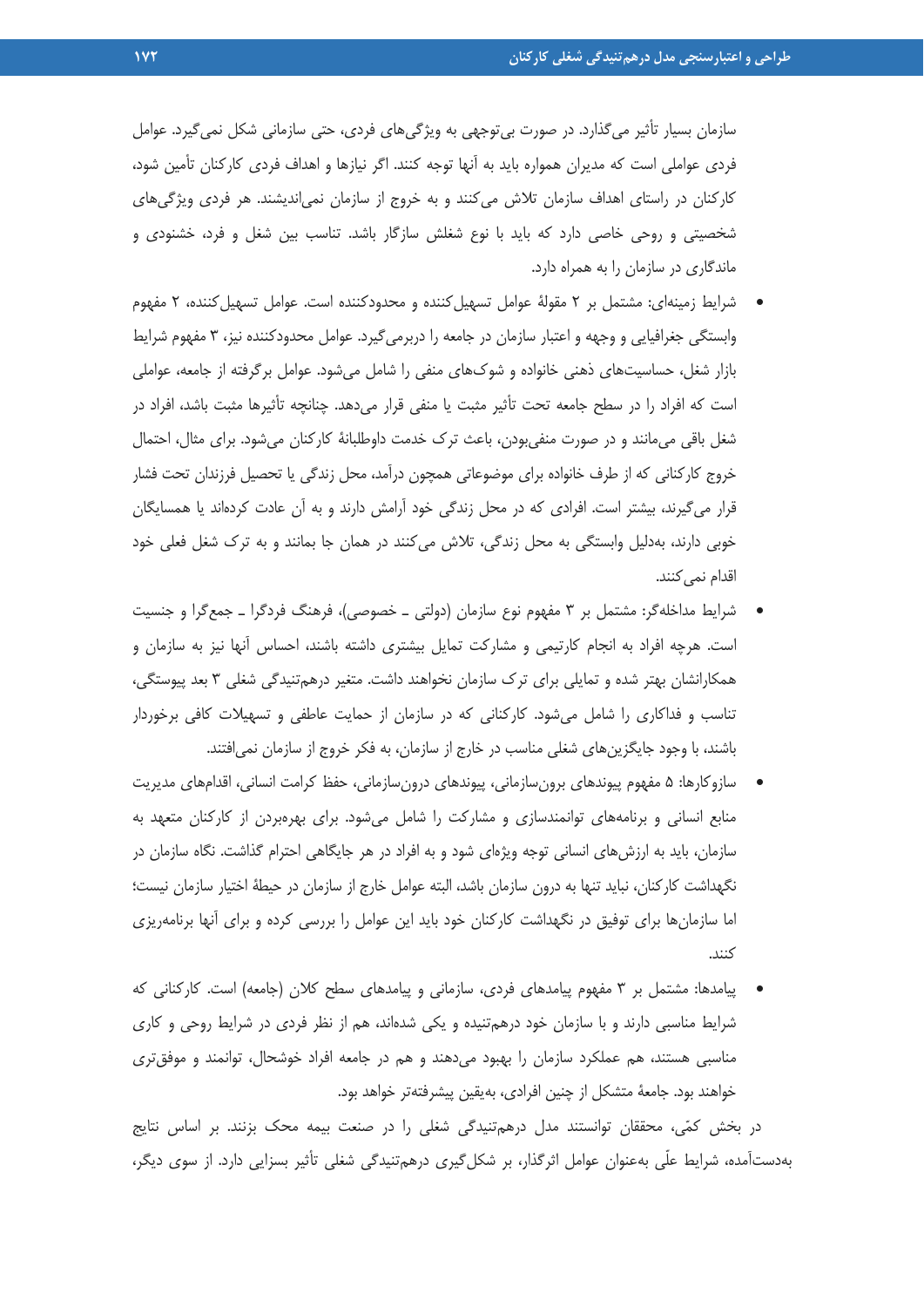سازمان بسیار تأثیر می‌گذارد. در صورت بی‌توجهی به ویژگی‌های فردی، حتی سازمانی شکل نمی‌گیرد. عوامل فردی عواملی است که مدیران همواره باید به آنها توجه کنند. اگر نیازها و اهداف فردی کارکنان تأمین شود، کارکنان در راستای اهداف سازمان تلاش می‌کنند و به خروج از سازمان نمی‌اندیشند. هر فردی ویژگی‌های شخصیتی و روحی خاصی دارد که باید با نوع شغلش سازگار باشد. تناسب بین شغل و فرد، خشنودی و ماندگاری در سازمان را به همراه دارد.

- شرایط زمینه‌ای: مشتمل بر ۲ مقولهٔ عوامل تسهیل‌کننده و محدودکننده است. عوامل تسهیل‌کننده، ۲ مفهوم وابستگی جغرافیایی و وجهه و اعتبار سازمان در جامعه را دربرمی‌گیرد. عوامل محدودکننده نیز، ۳ مفهوم شرایط بازار شغل، حساسیت‌های ذهنی خانواده و شوک‌های منفی را شامل می‌شود. عوامل برگرفته از جامعه، عواملی است که افراد را در سطح جامعه تحت تأثیر مثبت یا منفی قرار می‌دهد. چنانچه تأثیرها مثبت باشد، افراد در شغل باقی می‌مانند و در صورت منفی‌بودن، باعث ترک خدمت داوطلبانهٔ کارکنان می‌شود. برای مثال، احتمال خروج کارکنانی که از طرف خانواده برای موضوعاتی همچون درآمد، محل زندگی یا تحصیل فرزندان تحت فشار قرار می‌گیرند، بیشتر است. افرادی که در محل زندگی خود آرامش دارند و به آن عادت کرده‌اند یا همسایگان خوبی دارند، به‌دلیل وابستگی به محل زندگی، تلاش می‌کنند در همان جا بمانند و به ترک شغل فعلی خود اقدام نمی‌کنند.
- شرایط مداخله‌گر: مشتمل بر ۳ مفهوم نوع سازمان (دولتی ـ خصوصی)، فرهنگ فردگرا ـ جمع‌گرا و جنسیت است. هرچه افراد به انجام کارتیمی و مشارکت تمایل بیشتری داشته باشند، احساس آنها نیز به سازمان و همکارانشان بهتر شده و تمایلی برای ترک سازمان نخواهند داشت. متغیر درهم‌تنیدگی شغلی ۳ بعد پیوستگی، تناسب و فداکاری را شامل می‌شود. کارکنانی که در سازمان از حمایت عاطفی و تسهیلات کافی برخوردار باشند، با وجود جایگزین‌های شغلی مناسب در خارج از سازمان، به فکر خروج از سازمان نمی‌افتند.
- سازوکارها: ۵ مفهوم پیوندهای برون‌سازمانی، پیوندهای درون‌سازمانی، حفظ کرامت انسانی، اقدام‌های مدیریت منابع انسانی و برنامه‌های توانمندسازی و مشارکت را شامل می‌شود. برای بهره‌بردن از کارکنان متعهد به سازمان، باید به ارزش‌های انسانی توجه ویژه‌ای شود و به افراد در هر جایگاهی احترام گذاشت. نگاه سازمان در نگهداشت کارکنان، نباید تنها به درون سازمان باشد، البته عوامل خارج از سازمان در حیطهٔ اختیار سازمان نیست؛ اما سازمان‌ها برای توفیق در نگهداشت کارکنان خود باید این عوامل را بررسی کرده و برای آنها برنامه‌ریزی کنند.
- پیامدها: مشتمل بر ۳ مفهوم پیامدهای فردی، سازمانی و پیامدهای سطح کلان (جامعه) است. کارکنانی که شرایط مناسبی دارند و با سازمان خود درهم‌تنیده و یکی شده‌اند، هم از نظر فردی در شرایط روحی و کاری مناسبی هستند، هم عملکرد سازمان را بهبود می‌دهند و هم در جامعه افراد خوشحال، توانمند و موفق‌تری خواهند بود. جامعهٔ متشکل از چنین افرادی، به‌یقین پیشرفته‌تر خواهد بود.

در بخش کمّی، محققان توانستند مدل درهم‌تنیدگی شغلی را در صنعت بیمه محک بزنند. بر اساس نتایج به‌دست‌آمده، شرایط علّی به‌عنوان عوامل اثرگذار، بر شکل‌گیری درهم‌تنیدگی شغلی تأثیر بسزایی دارد. از سوی دیگر،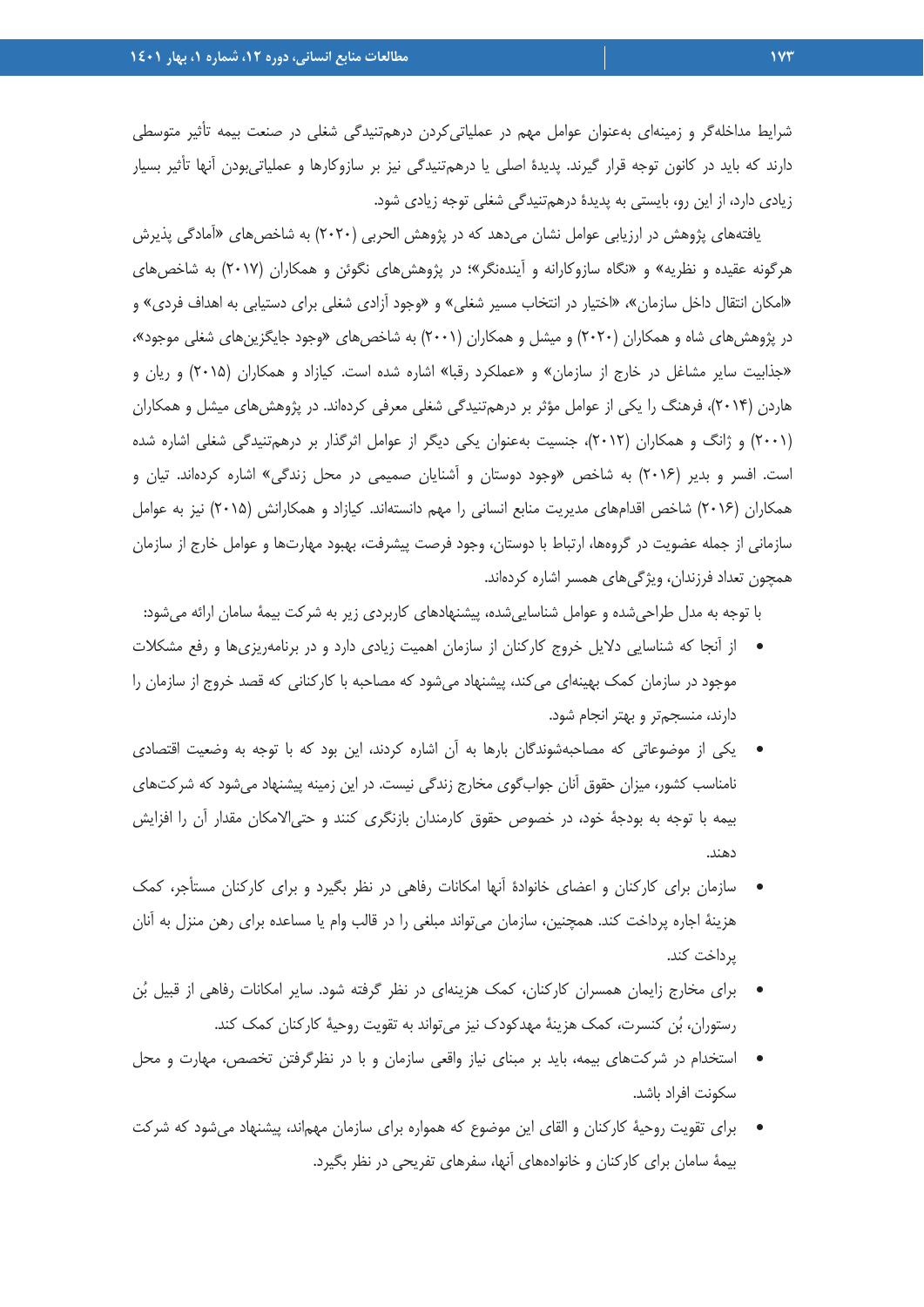شرایط مداخله‌گر و زمینه‌ای به‌عنوان عوامل مهم در عملیاتی‌کردن درهم‌تنیدگی شغلی در صنعت بیمه تأثیر متوسطی دارند که باید در کانون توجه قرار گیرند. پدیدهٔ اصلی یا درهم‌تنیدگی نیز بر سازوکارها و عملیاتی‌بودن آنها تأثیر بسیار زیادی دارد، از این رو، بایستی به پدیدهٔ درهم‌تنیدگی شغلی توجه زیادی شود.

یافته‌های پژوهش در ارزیابی عوامل نشان می‌دهد که در پژوهش الحربی (۲۰۲۰) به شاخص‌های «آمادگی پذیرش هرگونه عقیده و نظریه» و «نگاه سازوکارانه و آینده‌نگر»؛ در پژوهش‌های نگوئن و همکاران (۲۰۱۷) به شاخص‌های «امکان انتقال داخل سازمان»، «اختیار در انتخاب مسیر شغلی» و «وجود آزادی شغلی برای دستیابی به اهداف فردی» و در پژوهش‌های شاه و همکاران (۲۰۲۰) و میشل و همکاران (۲۰۰۱) به شاخص‌های «وجود جایگزین‌های شغلی موجود»، «جذابیت سایر مشاغل در خارج از سازمان» و «عملکرد رقبا» اشاره شده است. کیازاد و همکاران (۲۰۱۵) و ریان و هاردن (۲۰۱۴)، فرهنگ را یکی از عوامل مؤثر بر درهم‌تنیدگی شغلی معرفی کرده‌اند. در پژوهش‌های میشل و همکاران (۲۰۰۱) و ژانگ و همکاران (۲۰۱۲)، جنسیت به‌عنوان یکی دیگر از عوامل اثرگذار بر درهم‌تنیدگی شغلی اشاره شده است. افسر و بدیر (۲۰۱۶) به شاخص «وجود دوستان و آشنایان صمیمی در محل زندگی» اشاره کرده‌اند. تیان و همکاران (۲۰۱۶) شاخص اقدام‌های مدیریت منابع انسانی را مهم دانسته‌اند. کیازاد و همکارانش (۲۰۱۵) نیز به عوامل سازمانی از جمله عضویت در گروه‌ها، ارتباط با دوستان، وجود فرصت پیشرفت، بهبود مهارت‌ها و عوامل خارج از سازمان همچون تعداد فرزندان، ویژگی‌های همسر اشاره کرده‌اند.

با توجه به مدل طراحی‌شده و عوامل شناسایی‌شده، پیشنهادهای کاربردی زیر به شرکت بیمهٔ سامان ارائه می‌شود:

- از آنجا که شناسایی دلایل خروج کارکنان از سازمان اهمیت زیادی دارد و در برنامه‌ریزی‌ها و رفع مشکلات موجود در سازمان کمک بهینه‌ای می‌کند، پیشنهاد می‌شود که مصاحبه با کارکنانی که قصد خروج از سازمان را دارند، منسجم‌تر و بهتر انجام شود.
- یکی از موضوعاتی که مصاحبه‌شوندگان بارها به آن اشاره کردند، این بود که با توجه به وضعیت اقتصادی نامناسب کشور، میزان حقوق آنان جواب‌گوی مخارج زندگی نیست. در این زمینه پیشنهاد می‌شود که شرکت‌های بیمه با توجه به بودجهٔ خود، در خصوص حقوق کارمندان بازنگری کنند و حتی‌الامکان مقدار آن را افزایش دهند.
- سازمان برای کارکنان و اعضای خانوادهٔ آنها امکانات رفاهی در نظر بگیرد و برای کارکنان مستأجر، کمک هزینهٔ اجاره پرداخت کند. همچنین، سازمان می‌تواند مبلغی را در قالب وام یا مساعده برای رهن منزل به آنان پرداخت کند.
- برای مخارج زایمان همسران کارکنان، کمک هزینه‌ای در نظر گرفته شود. سایر امکانات رفاهی از قبیل بُن رستوران، بُن کنسرت، کمک هزینهٔ مهدکودک نیز می‌تواند به تقویت روحیهٔ کارکنان کمک کند.
- استخدام در شرکت‌های بیمه، باید بر مبنای نیاز واقعی سازمان و با در نظرگرفتن تخصص، مهارت و محل سکونت افراد باشد.
- برای تقویت روحیهٔ کارکنان و القای این موضوع که همواره برای سازمان مهم‌اند، پیشنهاد می‌شود که شرکت بیمهٔ سامان برای کارکنان و خانواده‌های آنها، سفرهای تفریحی در نظر بگیرد.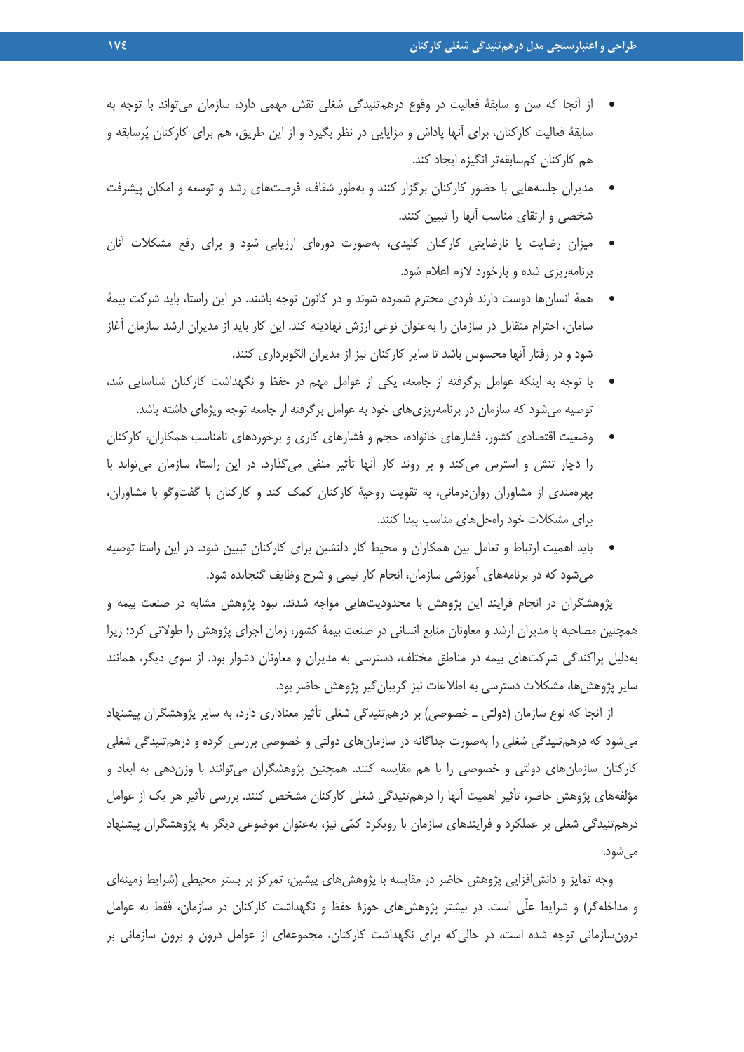- از آنجا که سن و سابقهٔ فعالیت در وقوع درهم‌تنیدگی شغلی نقش مهمی دارد، سازمان می‌تواند با توجه به سابقهٔ فعالیت کارکنان، برای آنها پاداش و مزایایی در نظر بگیرد و از این طریق، هم برای کارکنان پُرسابقه و هم کارکنان کم‌سابقه‌تر انگیزه ایجاد کند.
- مدیران جلسه‌هایی با حضور کارکنان برگزار کنند و به‌طور شفاف، فرصت‌های رشد و توسعه و امکان پیشرفت شخصی و ارتقای مناسب آنها را تبیین کنند.
- میزان رضایت یا نارضایتی کارکنان کلیدی، به‌صورت دوره‌ای ارزیابی شود و برای رفع مشکلات آنان برنامه‌ریزی شده و بازخورد لازم اعلام شود.
- همهٔ انسان‌ها دوست دارند فردی محترم شمرده شوند و در کانون توجه باشند. در این راستا، باید شرکت بیمهٔ سامان، احترام متقابل در سازمان را به‌عنوان نوعی ارزش نهادینه کند. این کار باید از مدیران ارشد سازمان آغاز شود و در رفتار آنها محسوس باشد تا سایر کارکنان نیز از مدیران الگوبرداری کنند.
- با توجه به اینکه عوامل برگرفته از جامعه، یکی از عوامل مهم در حفظ و نگهداشت کارکنان شناسایی شد، توصیه می‌شود که سازمان در برنامه‌ریزی‌های خود به عوامل برگرفته از جامعه توجه ویژه‌ای داشته باشد.
- وضعیت اقتصادی کشور، فشارهای خانواده، حجم و فشارهای کاری و برخوردهای نامناسب همکاران، کارکنان را دچار تنش و استرس می‌کند و بر روند کار آنها تأثیر منفی می‌گذارد. در این راستا، سازمان می‌تواند با بهره‌مندی از مشاوران روان‌درمانی، به تقویت روحیهٔ کارکنان کمک کند و کارکنان با گفت‌وگو با مشاوران، برای مشکلات خود راه‌حل‌های مناسب پیدا کنند.
- باید اهمیت ارتباط و تعامل بین همکاران و محیط کار دلنشین برای کارکنان تبیین شود. در این راستا توصیه می‌شود که در برنامه‌های آموزشی سازمان، انجام کار تیمی و شرح وظایف گنجانده شود.

پژوهشگران در انجام فرایند این پژوهش با محدودیت‌هایی مواجه شدند. نبود پژوهش مشابه در صنعت بیمه و همچنین مصاحبه با مدیران ارشد و معاونان منابع انسانی در صنعت بیمهٔ کشور، زمان اجرای پژوهش را طولانی کرد؛ زیرا به‌دلیل پراکندگی شرکت‌های بیمه در مناطق مختلف، دسترسی به مدیران و معاونان دشوار بود. از سوی دیگر، همانند سایر پژوهش‌ها، مشکلات دسترسی به اطلاعات نیز گریبان‌گیر پژوهش حاضر بود.

از آنجا که نوع سازمان (دولتی ـ خصوصی) بر درهم‌تنیدگی شغلی تأثیر معناداری دارد، به سایر پژوهشگران پیشنهاد می‌شود که درهم‌تنیدگی شغلی را به‌صورت جداگانه در سازمان‌های دولتی و خصوصی بررسی کرده و درهم‌تنیدگی شغلی کارکنان سازمان‌های دولتی و خصوصی را با هم مقایسه کنند. همچنین پژوهشگران می‌توانند با وزن‌دهی به ابعاد و مؤلفه‌های پژوهش حاضر، تأثیر اهمیت آنها را درهم‌تنیدگی شغلی کارکنان مشخص کنند. بررسی تأثیر هر یک از عوامل درهم‌تنیدگی شغلی بر عملکرد و فرایندهای سازمان با رویکرد کمّی نیز، به‌عنوان موضوعی دیگر به پژوهشگران پیشنهاد می‌شود.

وجه تمایز و دانش‌افزایی پژوهش حاضر در مقایسه با پژوهش‌های پیشین، تمرکز بر بستر محیطی (شرایط زمینه‌ای و مداخله‌گر) و شرایط علّی است. در بیشتر پژوهش‌های حوزهٔ حفظ و نگهداشت کارکنان در سازمان، فقط به عوامل درون‌سازمانی توجه شده است، در حالی‌که برای نگهداشت کارکنان، مجموعه‌ای از عوامل درون و برون سازمانی بر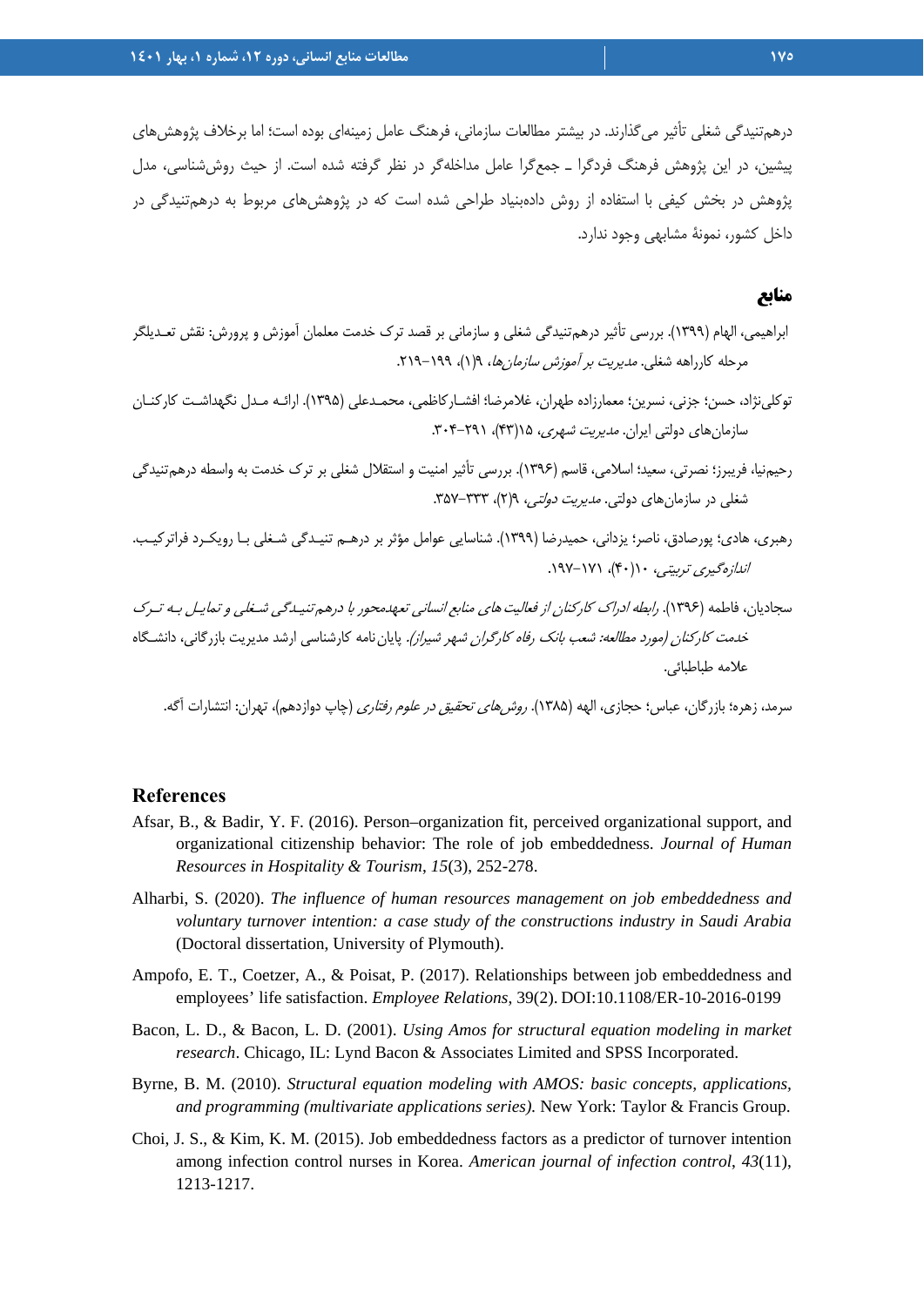درهم‌تنیدگی شغلی تأثیر می‌گذارند. در بیشتر مطالعات سازمانی، فرهنگ عامل زمینه‌ای بوده است؛ اما برخلاف پژوهش‌های پیشین، در این پژوهش فرهنگ فردگرا ـ جمع‌گرا عامل مداخله‌گر در نظر گرفته شده است. از حیث روش‌شناسی، مدل پژوهش در بخش کیفی با استفاده از روش داده‌بنیاد طراحی شده است که در پژوهش‌های مربوط به درهم‌تنیدگی در داخل کشور، نمونهٔ مشابهی وجود ندارد.

## منابع

ابراهیمی، الهام (۱۳۹۹). بررسی تأثیر درهم‌تنیدگی شغلی و سازمانی بر قصد ترک خدمت معلمان آموزش و پرورش: نقش تعدیلگر مرحله کارراهه شغلی. *مدیریت بر آموزش سازمان‌ها*، ۹(۱)، ۱۹۹-۲۱۹.

توکلی‌نژاد، حسن؛ جزنی، نسرین؛ معمارزاده طهران، غلامرضا؛ افشارکاظمی، محمدعلی (۱۳۹۵). ارائه مدل نگهداشت کارکنان سازمان‌های دولتی ایران. *مدیریت شهری*، ۱۵(۴۳)، ۲۹۱-۳۰۴.

رحیم‌نیا، فریبرز؛ نصرتی، سعید؛ اسلامی، قاسم (۱۳۹۶). بررسی تأثیر امنیت و استقلال شغلی بر ترک خدمت به واسطه درهم‌تنیدگی شغلی در سازمان‌های دولتی. *مدیریت دولتی*، ۹(۲)، ۳۳۳-۳۵۷.

رهبری، هادی؛ پورصادق، ناصر؛ یزدانی، حمیدرضا (۱۳۹۹). شناسایی عوامل مؤثر بر درهم تنیدگی شغلی با رویکرد فراترکیب. *اندازه‌گیری تربیتی*، ۱۰(۴۰)، ۱۷۱-۱۹۷.

سجادیان، فاطمه (۱۳۹۶). *رابطه ادراک کارکنان از فعالیت‌های منابع انسانی تعهدمحور با درهم‌تنیدگی شغلی و تمایل به ترک خدمت کارکنان (مورد مطالعه: شعب بانک رفاه کارگران شهر شیراز)*. پایان‌نامه کارشناسی ارشد مدیریت بازرگانی، دانشگاه علامه طباطبائی.

سرمد، زهره؛ بازرگان، عباس؛ حجازی، الهه (۱۳۸۵). *روش‌های تحقیق در علوم رفتاری* (چاپ دوازدهم)، تهران: انتشارات آگه.

## References

Afsar, B., & Badir, Y. F. (2016). Person–organization fit, perceived organizational support, and organizational citizenship behavior: The role of job embeddedness. *Journal of Human Resources in Hospitality & Tourism*, *15*(3), 252-278.

Alharbi, S. (2020). *The influence of human resources management on job embeddedness and voluntary turnover intention: a case study of the constructions industry in Saudi Arabia* (Doctoral dissertation, University of Plymouth).

Ampofo, E. T., Coetzer, A., & Poisat, P. (2017). Relationships between job embeddedness and employees' life satisfaction. *Employee Relations*, 39(2). DOI:10.1108/ER-10-2016-0199

Bacon, L. D., & Bacon, L. D. (2001). *Using Amos for structural equation modeling in market research*. Chicago, IL: Lynd Bacon & Associates Limited and SPSS Incorporated.

Byrne, B. M. (2010). *Structural equation modeling with AMOS: basic concepts, applications, and programming (multivariate applications series)*. New York: Taylor & Francis Group.

Choi, J. S., & Kim, K. M. (2015). Job embeddedness factors as a predictor of turnover intention among infection control nurses in Korea. *American journal of infection control*, *43*(11), 1213-1217.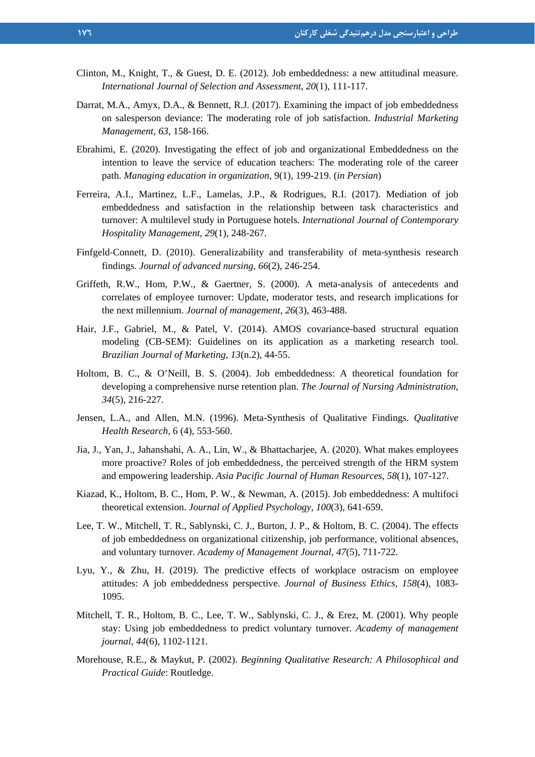Clinton, M., Knight, T., & Guest, D. E. (2012). Job embeddedness: a new attitudinal measure. *International Journal of Selection and Assessment*, *20*(1), 111-117.

Darrat, M.A., Amyx, D.A., & Bennett, R.J. (2017). Examining the impact of job embeddedness on salesperson deviance: The moderating role of job satisfaction. *Industrial Marketing Management*, *63*, 158-166.

Ebrahimi, E. (2020). Investigating the effect of job and organizational Embeddedness on the intention to leave the service of education teachers: The moderating role of the career path. *Managing education in organization*, 9(1), 199-219. (*in Persian*)

Ferreira, A.I., Martinez, L.F., Lamelas, J.P., & Rodrigues, R.I. (2017). Mediation of job embeddedness and satisfaction in the relationship between task characteristics and turnover: A multilevel study in Portuguese hotels. *International Journal of Contemporary Hospitality Management*, *29*(1), 248-267.

Finfgeld‐Connett, D. (2010). Generalizability and transferability of meta‐synthesis research findings. *Journal of advanced nursing*, *66*(2), 246-254.

Griffeth, R.W., Hom, P.W., & Gaertner, S. (2000). A meta-analysis of antecedents and correlates of employee turnover: Update, moderator tests, and research implications for the next millennium. *Journal of management*, *26*(3), 463-488.

Hair, J.F., Gabriel, M., & Patel, V. (2014). AMOS covariance-based structural equation modeling (CB-SEM): Guidelines on its application as a marketing research tool. *Brazilian Journal of Marketing*, *13*(n.2), 44-55.

Holtom, B. C., & O'Neill, B. S. (2004). Job embeddedness: A theoretical foundation for developing a comprehensive nurse retention plan. *The Journal of Nursing Administration*, *34*(5), 216-227.

Jensen, L.A., and Allen, M.N. (1996). Meta-Synthesis of Qualitative Findings. *Qualitative Health Research,* 6 (4), 553-560.

Jia, J., Yan, J., Jahanshahi, A. A., Lin, W., & Bhattacharjee, A. (2020). What makes employees more proactive? Roles of job embeddedness, the perceived strength of the HRM system and empowering leadership. *Asia Pacific Journal of Human Resources*, *58*(1), 107-127.

Kiazad, K., Holtom, B. C., Hom, P. W., & Newman, A. (2015). Job embeddedness: A multifoci theoretical extension. *Journal of Applied Psychology*, *100*(3), 641-659.

Lee, T. W., Mitchell, T. R., Sablynski, C. J., Burton, J. P., & Holtom, B. C. (2004). The effects of job embeddedness on organizational citizenship, job performance, volitional absences, and voluntary turnover. *Academy of Management Journal*, *47*(5), 711-722.

Lyu, Y., & Zhu, H. (2019). The predictive effects of workplace ostracism on employee attitudes: A job embeddedness perspective. *Journal of Business Ethics*, *158*(4), 1083-1095.

Mitchell, T. R., Holtom, B. C., Lee, T. W., Sablynski, C. J., & Erez, M. (2001). Why people stay: Using job embeddedness to predict voluntary turnover. *Academy of management journal*, *44*(6), 1102-1121.

Morehouse, R.E., & Maykut, P. (2002). *Beginning Qualitative Research: A Philosophical and Practical Guide*: Routledge.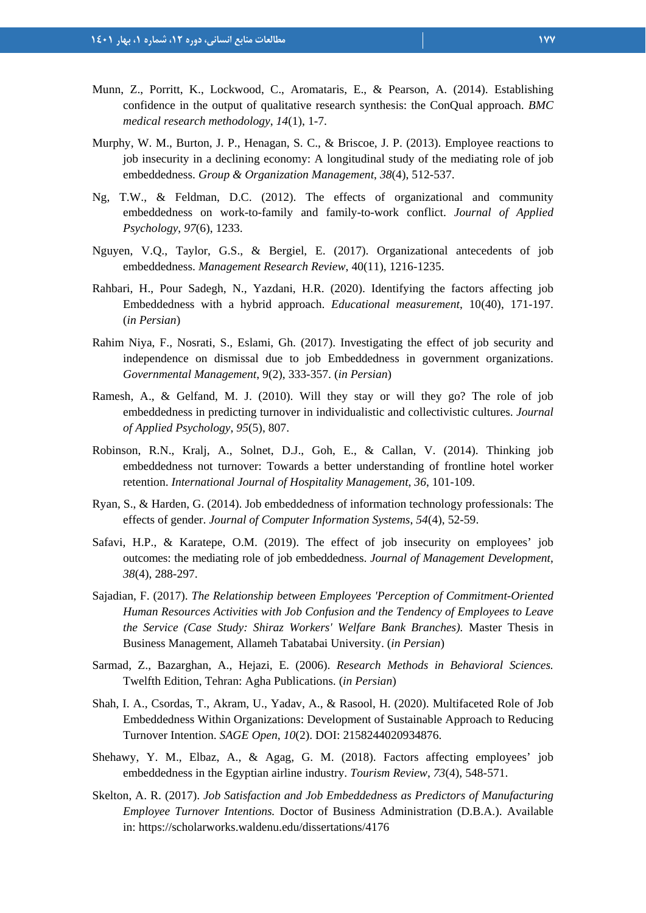Munn, Z., Porritt, K., Lockwood, C., Aromataris, E., & Pearson, A. (2014). Establishing confidence in the output of qualitative research synthesis: the ConQual approach. *BMC medical research methodology*, *14*(1), 1-7.

Murphy, W. M., Burton, J. P., Henagan, S. C., & Briscoe, J. P. (2013). Employee reactions to job insecurity in a declining economy: A longitudinal study of the mediating role of job embeddedness. *Group & Organization Management*, *38*(4), 512-537.

Ng, T.W., & Feldman, D.C. (2012). The effects of organizational and community embeddedness on work-to-family and family-to-work conflict. *Journal of Applied Psychology*, *97*(6), 1233.

Nguyen, V.Q., Taylor, G.S., & Bergiel, E. (2017). Organizational antecedents of job embeddedness. *Management Research Review*, 40(11), 1216-1235.

Rahbari, H., Pour Sadegh, N., Yazdani, H.R. (2020). Identifying the factors affecting job Embeddedness with a hybrid approach. *Educational measurement*, 10(40), 171-197. (*in Persian*)

Rahim Niya, F., Nosrati, S., Eslami, Gh. (2017). Investigating the effect of job security and independence on dismissal due to job Embeddedness in government organizations. *Governmental Management*, 9(2), 333-357. (*in Persian*)

Ramesh, A., & Gelfand, M. J. (2010). Will they stay or will they go? The role of job embeddedness in predicting turnover in individualistic and collectivistic cultures. *Journal of Applied Psychology*, *95*(5), 807.

Robinson, R.N., Kralj, A., Solnet, D.J., Goh, E., & Callan, V. (2014). Thinking job embeddedness not turnover: Towards a better understanding of frontline hotel worker retention. *International Journal of Hospitality Management*, *36*, 101-109.

Ryan, S., & Harden, G. (2014). Job embeddedness of information technology professionals: The effects of gender. *Journal of Computer Information Systems*, *54*(4), 52-59.

Safavi, H.P., & Karatepe, O.M. (2019). The effect of job insecurity on employees' job outcomes: the mediating role of job embeddedness. *Journal of Management Development*, *38*(4), 288-297.

Sajadian, F. (2017). *The Relationship between Employees 'Perception of Commitment-Oriented Human Resources Activities with Job Confusion and the Tendency of Employees to Leave the Service (Case Study: Shiraz Workers' Welfare Bank Branches).* Master Thesis in Business Management, Allameh Tabatabai University. (*in Persian*)

Sarmad, Z., Bazarghan, A., Hejazi, E. (2006). *Research Methods in Behavioral Sciences.* Twelfth Edition, Tehran: Agha Publications. (*in Persian*)

Shah, I. A., Csordas, T., Akram, U., Yadav, A., & Rasool, H. (2020). Multifaceted Role of Job Embeddedness Within Organizations: Development of Sustainable Approach to Reducing Turnover Intention. *SAGE Open*, *10*(2). DOI: 2158244020934876.

Shehawy, Y. M., Elbaz, A., & Agag, G. M. (2018). Factors affecting employees' job embeddedness in the Egyptian airline industry. *Tourism Review*, *73*(4), 548-571.

Skelton, A. R. (2017). *Job Satisfaction and Job Embeddedness as Predictors of Manufacturing Employee Turnover Intentions.* Doctor of Business Administration (D.B.A.). Available in: https://scholarworks.waldenu.edu/dissertations/4176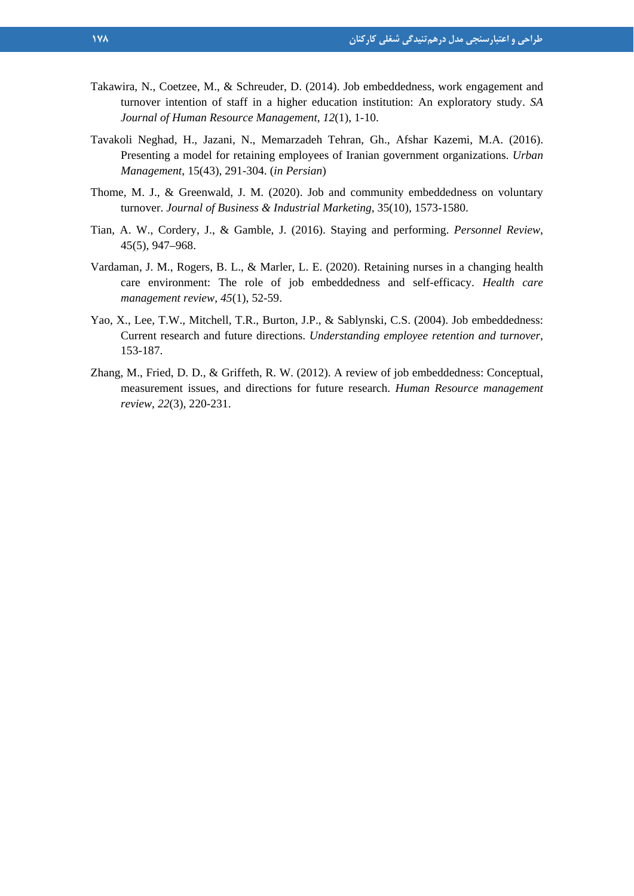Takawira, N., Coetzee, M., & Schreuder, D. (2014). Job embeddedness, work engagement and turnover intention of staff in a higher education institution: An exploratory study. *SA Journal of Human Resource Management*, *12*(1), 1-10.

Tavakoli Neghad, H., Jazani, N., Memarzadeh Tehran, Gh., Afshar Kazemi, M.A. (2016). Presenting a model for retaining employees of Iranian government organizations. *Urban Management*, 15(43), 291-304. (*in Persian*)

Thome, M. J., & Greenwald, J. M. (2020). Job and community embeddedness on voluntary turnover. *Journal of Business & Industrial Marketing*, 35(10), 1573-1580.

Tian, A. W., Cordery, J., & Gamble, J. (2016). Staying and performing. *Personnel Review*, 45(5), 947–968.

Vardaman, J. M., Rogers, B. L., & Marler, L. E. (2020). Retaining nurses in a changing health care environment: The role of job embeddedness and self-efficacy. *Health care management review*, *45*(1), 52-59.

Yao, X., Lee, T.W., Mitchell, T.R., Burton, J.P., & Sablynski, C.S. (2004). Job embeddedness: Current research and future directions. *Understanding employee retention and turnover*, 153-187.

Zhang, M., Fried, D. D., & Griffeth, R. W. (2012). A review of job embeddedness: Conceptual, measurement issues, and directions for future research. *Human Resource management review*, *22*(3), 220-231.